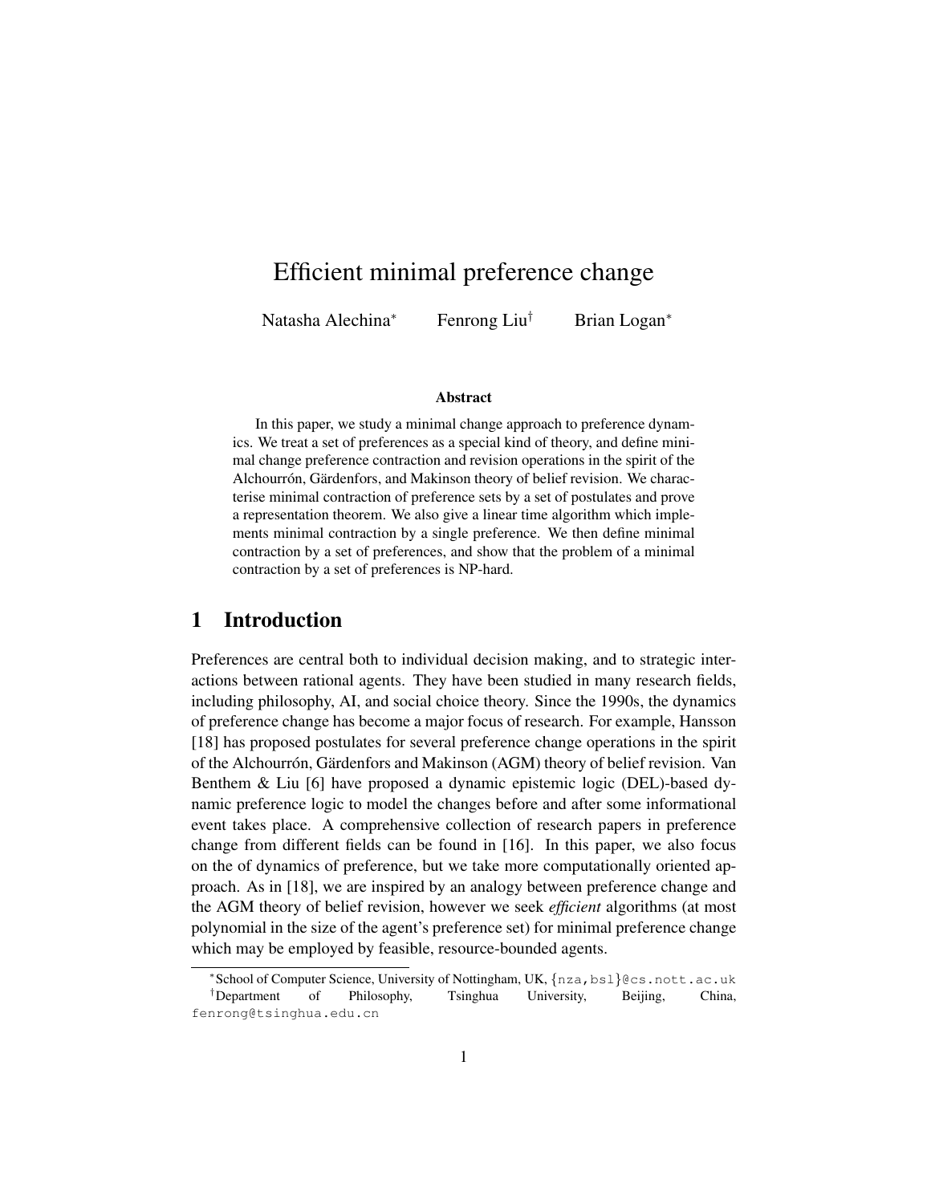# Efficient minimal preference change

Natasha Alechina* Fenrong Liu† Brian Logan*

### Abstract

In this paper, we study a minimal change approach to preference dynamics. We treat a set of preferences as a special kind of theory, and define minimal change preference contraction and revision operations in the spirit of the Alchourrón, Gärdenfors, and Makinson theory of belief revision. We characterise minimal contraction of preference sets by a set of postulates and prove a representation theorem. We also give a linear time algorithm which implements minimal contraction by a single preference. We then define minimal contraction by a set of preferences, and show that the problem of a minimal contraction by a set of preferences is NP-hard.

## 1 Introduction

Preferences are central both to individual decision making, and to strategic interactions between rational agents. They have been studied in many research fields, including philosophy, AI, and social choice theory. Since the 1990s, the dynamics of preference change has become a major focus of research. For example, Hansson [18] has proposed postulates for several preference change operations in the spirit of the Alchourrón, Gärdenfors and Makinson (AGM) theory of belief revision. Van Benthem & Liu [6] have proposed a dynamic epistemic logic (DEL)-based dynamic preference logic to model the changes before and after some informational event takes place. A comprehensive collection of research papers in preference change from different fields can be found in [16]. In this paper, we also focus on the of dynamics of preference, but we take more computationally oriented approach. As in [18], we are inspired by an analogy between preference change and the AGM theory of belief revision, however we seek *efficient* algorithms (at most polynomial in the size of the agent's preference set) for minimal preference change which may be employed by feasible, resource-bounded agents.

*School of Computer Science, University of Nottingham, UK, {nza,bsl}@cs.nott.ac.uk

†Department of Philosophy, Tsinghua University, Beijing, China, fenrong@tsinghua.edu.cn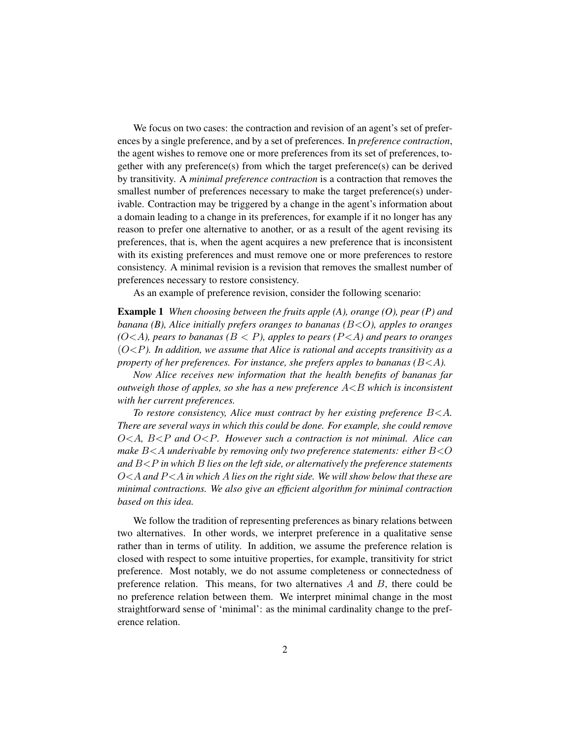We focus on two cases: the contraction and revision of an agent's set of preferences by a single preference, and by a set of preferences. In *preference contraction*, the agent wishes to remove one or more preferences from its set of preferences, together with any preference(s) from which the target preference(s) can be derived by transitivity. A *minimal preference contraction* is a contraction that removes the smallest number of preferences necessary to make the target preference(s) underivable. Contraction may be triggered by a change in the agent's information about a domain leading to a change in its preferences, for example if it no longer has any reason to prefer one alternative to another, or as a result of the agent revising its preferences, that is, when the agent acquires a new preference that is inconsistent with its existing preferences and must remove one or more preferences to restore consistency. A minimal revision is a revision that removes the smallest number of preferences necessary to restore consistency.

As an example of preference revision, consider the following scenario:

**Example 1** *When choosing between the fruits apple (A), orange (O), pear (P) and banana (B), Alice initially prefers oranges to bananas ($B<O$), apples to oranges ($O<A$), pears to bananas ($B<P$), apples to pears ($P<A$) and pears to oranges ($O<P$). In addition, we assume that Alice is rational and accepts transitivity as a property of her preferences. For instance, she prefers apples to bananas ($B<A$).*

*Now Alice receives new information that the health benefits of bananas far outweigh those of apples, so she has a new preference $A<B$ which is inconsistent with her current preferences.*

*To restore consistency, Alice must contract by her existing preference $B<A$. There are several ways in which this could be done. For example, she could remove $O<A$, $B<P$ and $O<P$. However such a contraction is not minimal. Alice can make $B<A$ underivable by removing only two preference statements: either $B<O$ and $B<P$ in which $B$ lies on the left side, or alternatively the preference statements $O<A$ and $P<A$ in which $A$ lies on the right side. We will show below that these are minimal contractions. We also give an efficient algorithm for minimal contraction based on this idea.*

We follow the tradition of representing preferences as binary relations between two alternatives. In other words, we interpret preference in a qualitative sense rather than in terms of utility. In addition, we assume the preference relation is closed with respect to some intuitive properties, for example, transitivity for strict preference. Most notably, we do not assume completeness or connectedness of preference relation. This means, for two alternatives $A$ and $B$, there could be no preference relation between them. We interpret minimal change in the most straightforward sense of 'minimal': as the minimal cardinality change to the preference relation.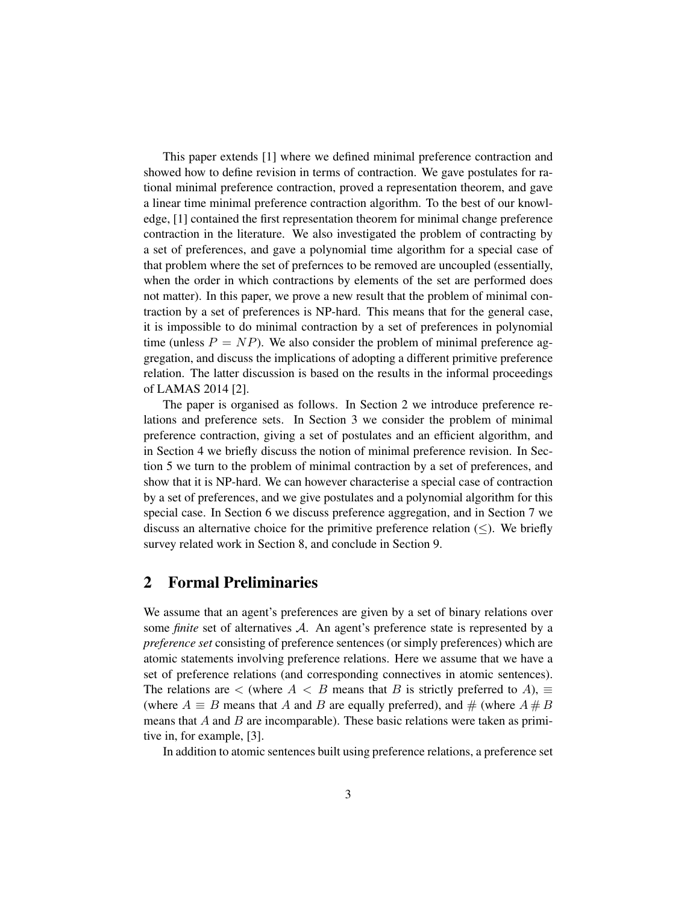This paper extends [1] where we defined minimal preference contraction and showed how to define revision in terms of contraction. We gave postulates for rational minimal preference contraction, proved a representation theorem, and gave a linear time minimal preference contraction algorithm. To the best of our knowledge, [1] contained the first representation theorem for minimal change preference contraction in the literature. We also investigated the problem of contracting by a set of preferences, and gave a polynomial time algorithm for a special case of that problem where the set of prefernces to be removed are uncoupled (essentially, when the order in which contractions by elements of the set are performed does not matter). In this paper, we prove a new result that the problem of minimal contraction by a set of preferences is NP-hard. This means that for the general case, it is impossible to do minimal contraction by a set of preferences in polynomial time (unless $P = NP$). We also consider the problem of minimal preference aggregation, and discuss the implications of adopting a different primitive preference relation. The latter discussion is based on the results in the informal proceedings of LAMAS 2014 [2].

The paper is organised as follows. In Section 2 we introduce preference relations and preference sets. In Section 3 we consider the problem of minimal preference contraction, giving a set of postulates and an efficient algorithm, and in Section 4 we briefly discuss the notion of minimal preference revision. In Section 5 we turn to the problem of minimal contraction by a set of preferences, and show that it is NP-hard. We can however characterise a special case of contraction by a set of preferences, and we give postulates and a polynomial algorithm for this special case. In Section 6 we discuss preference aggregation, and in Section 7 we discuss an alternative choice for the primitive preference relation ($\leq$). We briefly survey related work in Section 8, and conclude in Section 9.

## 2 Formal Preliminaries

We assume that an agent's preferences are given by a set of binary relations over some *finite* set of alternatives $\mathcal{A}$. An agent's preference state is represented by a *preference set* consisting of preference sentences (or simply preferences) which are atomic statements involving preference relations. Here we assume that we have a set of preference relations (and corresponding connectives in atomic sentences). The relations are $<$ (where $A < B$ means that $B$ is strictly preferred to $A$), $\equiv$ (where $A \equiv B$ means that $A$ and $B$ are equally preferred), and $\#$ (where $A \# B$ means that $A$ and $B$ are incomparable). These basic relations were taken as primitive in, for example, [3].

In addition to atomic sentences built using preference relations, a preference set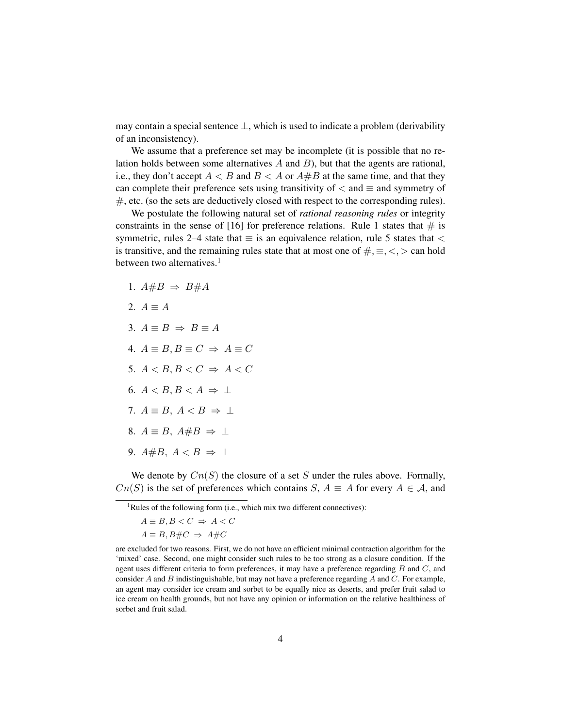may contain a special sentence $\perp$, which is used to indicate a problem (derivability of an inconsistency).

We assume that a preference set may be incomplete (it is possible that no relation holds between some alternatives $A$ and $B$), but that the agents are rational, i.e., they don't accept $A < B$ and $B < A$ or $A\#B$ at the same time, and that they can complete their preference sets using transitivity of $<$ and $\equiv$ and symmetry of $\#$, etc. (so the sets are deductively closed with respect to the corresponding rules).

We postulate the following natural set of *rational reasoning rules* or integrity constraints in the sense of [16] for preference relations. Rule 1 states that $\#$ is symmetric, rules 2–4 state that $\equiv$ is an equivalence relation, rule 5 states that $<$ is transitive, and the remaining rules state that at most one of $\#, \equiv, <, >$ can hold between two alternatives.[1]

1. $A\#B \;\Rightarrow\; B\#A$
2. $A \equiv A$
3. $A \equiv B \;\Rightarrow\; B \equiv A$
4. $A \equiv B, B \equiv C \;\Rightarrow\; A \equiv C$
5. $A < B, B < C \;\Rightarrow\; A < C$
6. $A < B, B < A \;\Rightarrow\; \perp$
7. $A \equiv B,\ A < B \;\Rightarrow\; \perp$
8. $A \equiv B,\ A\#B \;\Rightarrow\; \perp$
9. $A\#B,\ A < B \;\Rightarrow\; \perp$

We denote by $Cn(S)$ the closure of a set $S$ under the rules above. Formally, $Cn(S)$ is the set of preferences which contains $S$, $A \equiv A$ for every $A \in \mathcal{A}$, and

[1] Rules of the following form (i.e., which mix two different connectives):

$A \equiv B, B < C \;\Rightarrow\; A < C$

$A \equiv B, B\#C \;\Rightarrow\; A\#C$

are excluded for two reasons. First, we do not have an efficient minimal contraction algorithm for the 'mixed' case. Second, one might consider such rules to be too strong as a closure condition. If the agent uses different criteria to form preferences, it may have a preference regarding $B$ and $C$, and consider $A$ and $B$ indistinguishable, but may not have a preference regarding $A$ and $C$. For example, an agent may consider ice cream and sorbet to be equally nice as deserts, and prefer fruit salad to ice cream on health grounds, but not have any opinion or information on the relative healthiness of sorbet and fruit salad.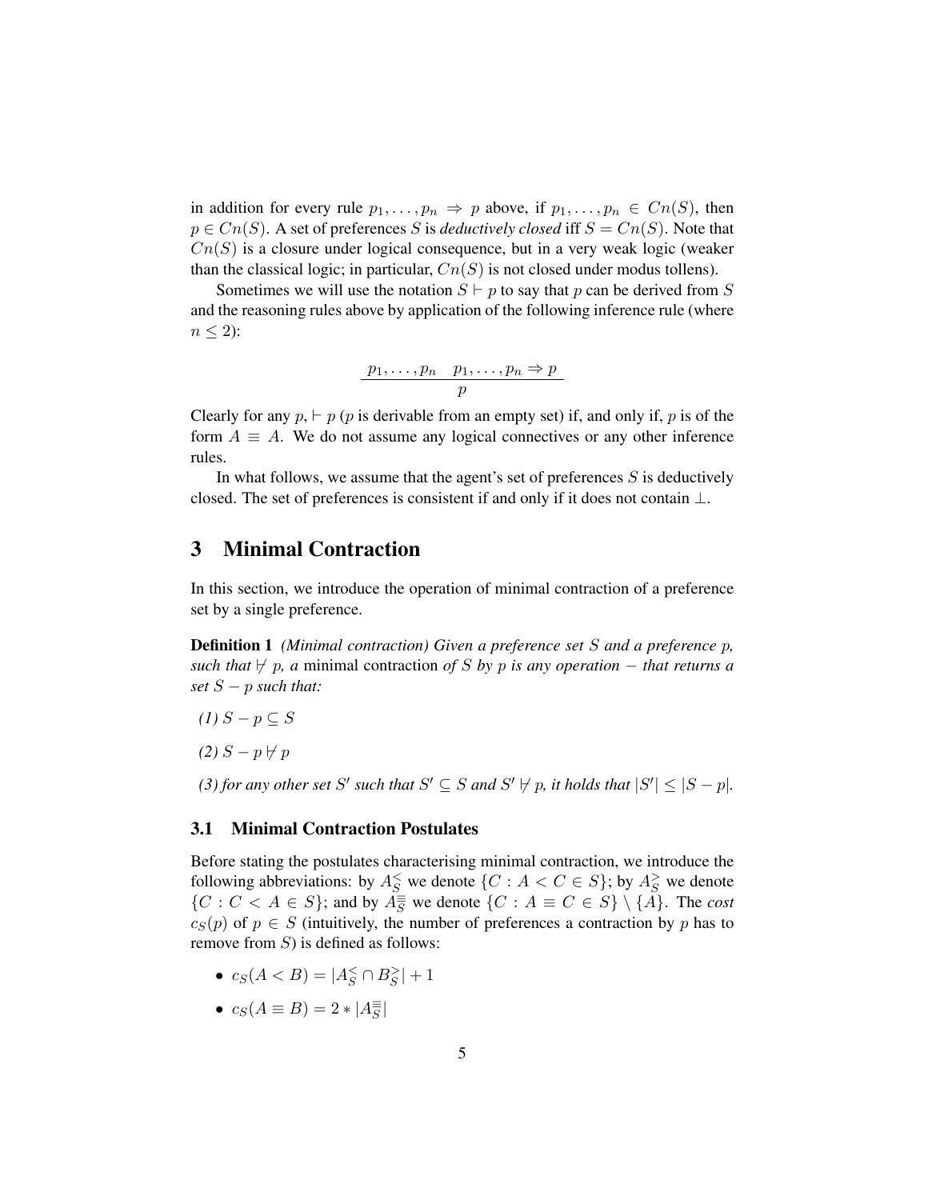in addition for every rule $p_1, \ldots, p_n \Rightarrow p$ above, if $p_1, \ldots, p_n \in Cn(S)$, then $p \in Cn(S)$. A set of preferences $S$ is *deductively closed* iff $S = Cn(S)$. Note that $Cn(S)$ is a closure under logical consequence, but in a very weak logic (weaker than the classical logic; in particular, $Cn(S)$ is not closed under modus tollens).

Sometimes we will use the notation $S \vdash p$ to say that $p$ can be derived from $S$ and the reasoning rules above by application of the following inference rule (where $n \leq 2$):

$$\frac{p_1, \ldots, p_n \quad p_1, \ldots, p_n \Rightarrow p}{p}$$

Clearly for any $p$, $\vdash p$ ($p$ is derivable from an empty set) if, and only if, $p$ is of the form $A \equiv A$. We do not assume any logical connectives or any other inference rules.

In what follows, we assume that the agent's set of preferences $S$ is deductively closed. The set of preferences is consistent if and only if it does not contain $\perp$.

# 3 Minimal Contraction

In this section, we introduce the operation of minimal contraction of a preference set by a single preference.

**Definition 1** *(Minimal contraction) Given a preference set $S$ and a preference $p$, such that $\not\vdash p$, a* minimal contraction *of $S$ by $p$ is any operation $-$ that returns a set $S - p$ such that:*

- *(1) $S - p \subseteq S$*
- *(2) $S - p \not\vdash p$*
- *(3) for any other set $S'$ such that $S' \subseteq S$ and $S' \not\vdash p$, it holds that $|S'| \leq |S - p|$.*

## 3.1 Minimal Contraction Postulates

Before stating the postulates characterising minimal contraction, we introduce the following abbreviations: by $A_S^<$ we denote $\{C : A < C \in S\}$; by $A_S^>$ we denote $\{C : C < A \in S\}$; and by $A_S^\equiv$ we denote $\{C : A \equiv C \in S\} \setminus \{A\}$. The *cost* $c_S(p)$ of $p \in S$ (intuitively, the number of preferences a contraction by $p$ has to remove from $S$) is defined as follows:

- $c_S(A < B) = |A_S^< \cap B_S^>| + 1$
- $c_S(A \equiv B) = 2 * |A_S^\equiv|$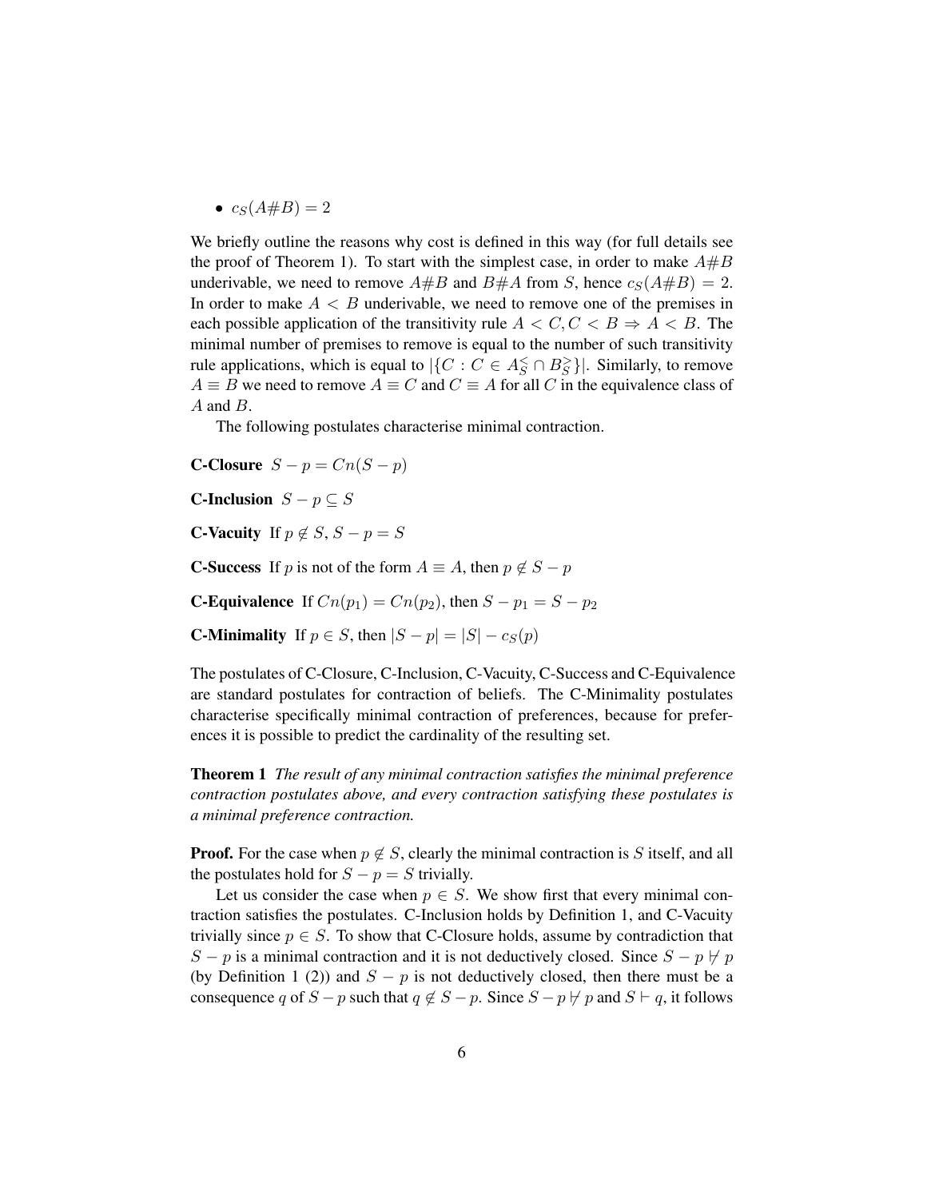- $c_S(A \# B) = 2$

We briefly outline the reasons why cost is defined in this way (for full details see the proof of Theorem 1). To start with the simplest case, in order to make $A \# B$ underivable, we need to remove $A \# B$ and $B \# A$ from $S$, hence $c_S(A \# B) = 2$. In order to make $A < B$ underivable, we need to remove one of the premises in each possible application of the transitivity rule $A < C, C < B \Rightarrow A < B$. The minimal number of premises to remove is equal to the number of such transitivity rule applications, which is equal to $|\{C : C \in A^{<}_S \cap B^{>}_S\}|$. Similarly, to remove $A \equiv B$ we need to remove $A \equiv C$ and $C \equiv A$ for all $C$ in the equivalence class of $A$ and $B$.

The following postulates characterise minimal contraction.

**C-Closure** $S - p = Cn(S - p)$

**C-Inclusion** $S - p \subseteq S$

**C-Vacuity** If $p \notin S$, $S - p = S$

**C-Success** If $p$ is not of the form $A \equiv A$, then $p \notin S - p$

**C-Equivalence** If $Cn(p_1) = Cn(p_2)$, then $S - p_1 = S - p_2$

**C-Minimality** If $p \in S$, then $|S - p| = |S| - c_S(p)$

The postulates of C-Closure, C-Inclusion, C-Vacuity, C-Success and C-Equivalence are standard postulates for contraction of beliefs. The C-Minimality postulates characterise specifically minimal contraction of preferences, because for preferences it is possible to predict the cardinality of the resulting set.

**Theorem 1** *The result of any minimal contraction satisfies the minimal preference contraction postulates above, and every contraction satisfying these postulates is a minimal preference contraction.*

**Proof.** For the case when $p \notin S$, clearly the minimal contraction is $S$ itself, and all the postulates hold for $S - p = S$ trivially.

Let us consider the case when $p \in S$. We show first that every minimal contraction satisfies the postulates. C-Inclusion holds by Definition 1, and C-Vacuity trivially since $p \in S$. To show that C-Closure holds, assume by contradiction that $S - p$ is a minimal contraction and it is not deductively closed. Since $S - p \not\vdash p$ (by Definition 1 (2)) and $S - p$ is not deductively closed, then there must be a consequence $q$ of $S - p$ such that $q \notin S - p$. Since $S - p \not\vdash p$ and $S \vdash q$, it follows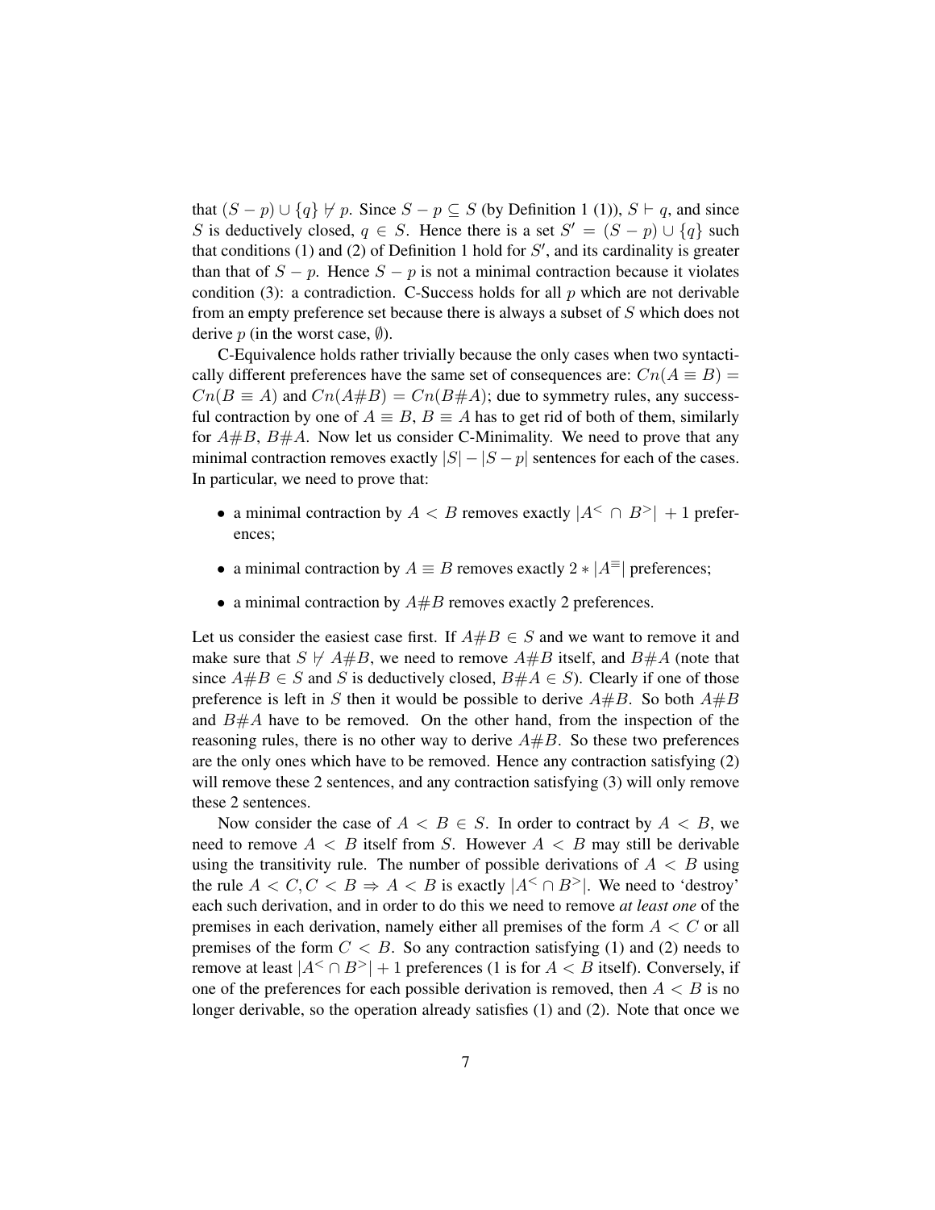that $(S - p) \cup \{q\} \not\vdash p$. Since $S - p \subseteq S$ (by Definition 1 (1)), $S \vdash q$, and since $S$ is deductively closed, $q \in S$. Hence there is a set $S' = (S - p) \cup \{q\}$ such that conditions (1) and (2) of Definition 1 hold for $S'$, and its cardinality is greater than that of $S - p$. Hence $S - p$ is not a minimal contraction because it violates condition (3): a contradiction. C-Success holds for all $p$ which are not derivable from an empty preference set because there is always a subset of $S$ which does not derive $p$ (in the worst case, $\emptyset$).

C-Equivalence holds rather trivially because the only cases when two syntactically different preferences have the same set of consequences are: $Cn(A \equiv B) = Cn(B \equiv A)$ and $Cn(A\#B) = Cn(B\#A)$; due to symmetry rules, any successful contraction by one of $A \equiv B$, $B \equiv A$ has to get rid of both of them, similarly for $A\#B$, $B\#A$. Now let us consider C-Minimality. We need to prove that any minimal contraction removes exactly $|S| - |S - p|$ sentences for each of the cases. In particular, we need to prove that:

- a minimal contraction by $A < B$ removes exactly $|A^< \cap B^>| + 1$ preferences;
- a minimal contraction by $A \equiv B$ removes exactly $2 * |A^\equiv|$ preferences;
- a minimal contraction by $A\#B$ removes exactly 2 preferences.

Let us consider the easiest case first. If $A\#B \in S$ and we want to remove it and make sure that $S \not\vdash A\#B$, we need to remove $A\#B$ itself, and $B\#A$ (note that since $A\#B \in S$ and $S$ is deductively closed, $B\#A \in S$). Clearly if one of those preference is left in $S$ then it would be possible to derive $A\#B$. So both $A\#B$ and $B\#A$ have to be removed. On the other hand, from the inspection of the reasoning rules, there is no other way to derive $A\#B$. So these two preferences are the only ones which have to be removed. Hence any contraction satisfying (2) will remove these 2 sentences, and any contraction satisfying (3) will only remove these 2 sentences.

Now consider the case of $A < B \in S$. In order to contract by $A < B$, we need to remove $A < B$ itself from $S$. However $A < B$ may still be derivable using the transitivity rule. The number of possible derivations of $A < B$ using the rule $A < C, C < B \Rightarrow A < B$ is exactly $|A^< \cap B^>|$. We need to 'destroy' each such derivation, and in order to do this we need to remove *at least one* of the premises in each derivation, namely either all premises of the form $A < C$ or all premises of the form $C < B$. So any contraction satisfying (1) and (2) needs to remove at least $|A^< \cap B^>| + 1$ preferences (1 is for $A < B$ itself). Conversely, if one of the preferences for each possible derivation is removed, then $A < B$ is no longer derivable, so the operation already satisfies (1) and (2). Note that once we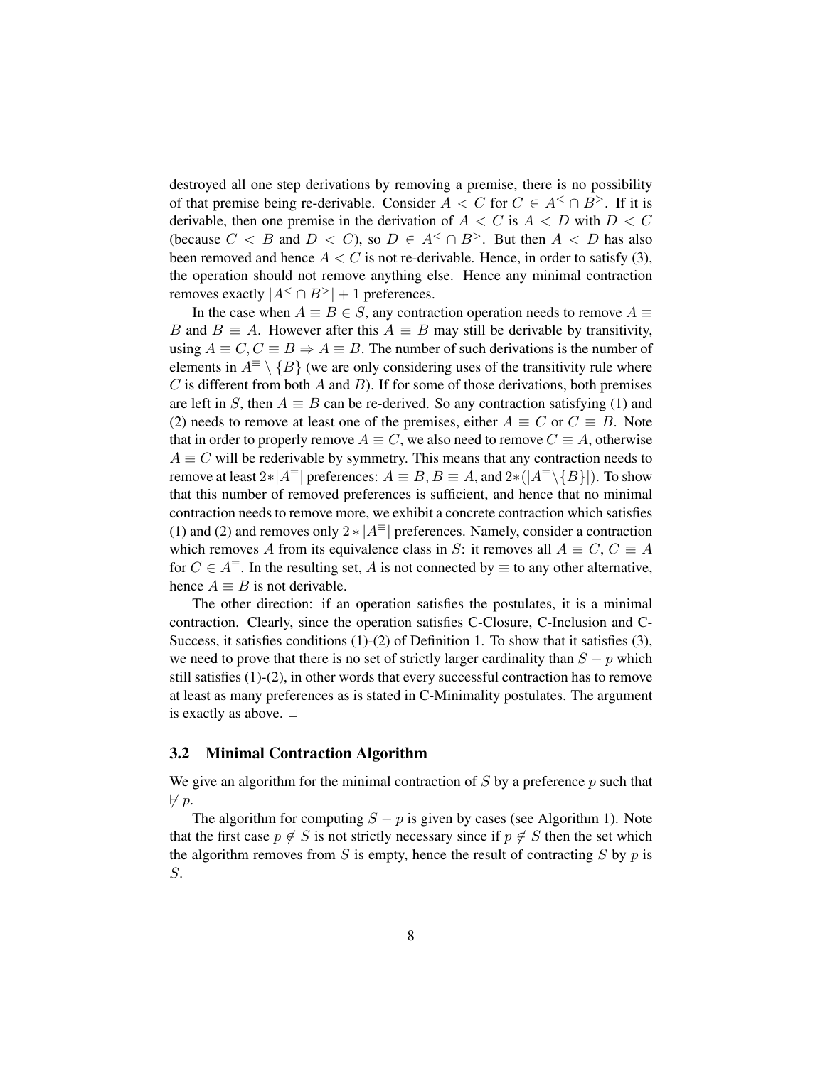destroyed all one step derivations by removing a premise, there is no possibility of that premise being re-derivable. Consider $A < C$ for $C \in A^{<} \cap B^{>}$. If it is derivable, then one premise in the derivation of $A < C$ is $A < D$ with $D < C$ (because $C < B$ and $D < C$), so $D \in A^{<} \cap B^{>}$. But then $A < D$ has also been removed and hence $A < C$ is not re-derivable. Hence, in order to satisfy (3), the operation should not remove anything else. Hence any minimal contraction removes exactly $|A^{<} \cap B^{>}| + 1$ preferences.

In the case when $A \equiv B \in S$, any contraction operation needs to remove $A \equiv B$ and $B \equiv A$. However after this $A \equiv B$ may still be derivable by transitivity, using $A \equiv C, C \equiv B \Rightarrow A \equiv B$. The number of such derivations is the number of elements in $A^{\equiv} \setminus \{B\}$ (we are only considering uses of the transitivity rule where $C$ is different from both $A$ and $B$). If for some of those derivations, both premises are left in $S$, then $A \equiv B$ can be re-derived. So any contraction satisfying (1) and (2) needs to remove at least one of the premises, either $A \equiv C$ or $C \equiv B$. Note that in order to properly remove $A \equiv C$, we also need to remove $C \equiv A$, otherwise $A \equiv C$ will be rederivable by symmetry. This means that any contraction needs to remove at least $2 * |A^{\equiv}|$ preferences: $A \equiv B, B \equiv A$, and $2 * (|A^{\equiv} \setminus \{B\}|)$. To show that this number of removed preferences is sufficient, and hence that no minimal contraction needs to remove more, we exhibit a concrete contraction which satisfies (1) and (2) and removes only $2 * |A^{\equiv}|$ preferences. Namely, consider a contraction which removes $A$ from its equivalence class in $S$: it removes all $A \equiv C$, $C \equiv A$ for $C \in A^{\equiv}$. In the resulting set, $A$ is not connected by $\equiv$ to any other alternative, hence $A \equiv B$ is not derivable.

The other direction: if an operation satisfies the postulates, it is a minimal contraction. Clearly, since the operation satisfies C-Closure, C-Inclusion and C-Success, it satisfies conditions (1)-(2) of Definition 1. To show that it satisfies (3), we need to prove that there is no set of strictly larger cardinality than $S - p$ which still satisfies (1)-(2), in other words that every successful contraction has to remove at least as many preferences as is stated in C-Minimality postulates. The argument is exactly as above. $\Box$

### 3.2 Minimal Contraction Algorithm

We give an algorithm for the minimal contraction of $S$ by a preference $p$ such that $\not\vdash p$.

The algorithm for computing $S - p$ is given by cases (see Algorithm 1). Note that the first case $p \notin S$ is not strictly necessary since if $p \notin S$ then the set which the algorithm removes from $S$ is empty, hence the result of contracting $S$ by $p$ is $S$.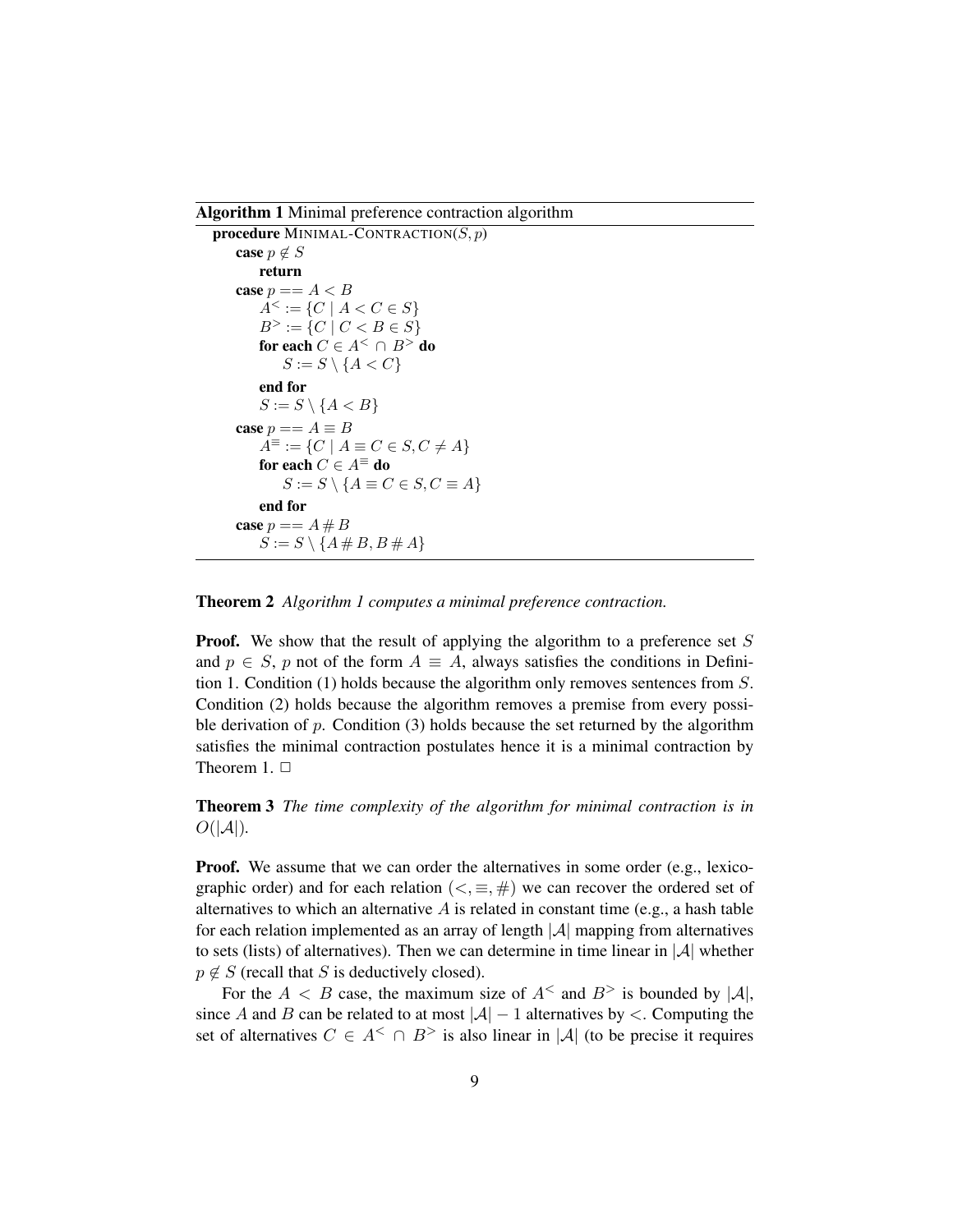**Algorithm 1** Minimal preference contraction algorithm

```
procedure MINIMAL-CONTRACTION(S, p)
    case p ∉ S
        return
    case p == A < B
        A^< := {C | A < C ∈ S}
        B^> := {C | C < B ∈ S}
        for each C ∈ A^< ∩ B^> do
            S := S \ {A < C}
        end for
        S := S \ {A < B}
    case p == A ≡ B
        A^≡ := {C | A ≡ C ∈ S, C ≠ A}
        for each C ∈ A^≡ do
            S := S \ {A ≡ C ∈ S, C ≡ A}
        end for
    case p == A # B
        S := S \ {A # B, B # A}
```

**Theorem 2** *Algorithm 1 computes a minimal preference contraction.*

**Proof.** We show that the result of applying the algorithm to a preference set $S$ and $p \in S$, $p$ not of the form $A \equiv A$, always satisfies the conditions in Definition 1. Condition (1) holds because the algorithm only removes sentences from $S$. Condition (2) holds because the algorithm removes a premise from every possible derivation of $p$. Condition (3) holds because the set returned by the algorithm satisfies the minimal contraction postulates hence it is a minimal contraction by Theorem 1. □

**Theorem 3** *The time complexity of the algorithm for minimal contraction is in $O(|\mathcal{A}|)$.*

**Proof.** We assume that we can order the alternatives in some order (e.g., lexicographic order) and for each relation ($<, \equiv, \#$) we can recover the ordered set of alternatives to which an alternative $A$ is related in constant time (e.g., a hash table for each relation implemented as an array of length $|\mathcal{A}|$ mapping from alternatives to sets (lists) of alternatives). Then we can determine in time linear in $|\mathcal{A}|$ whether $p \notin S$ (recall that $S$ is deductively closed).

For the $A < B$ case, the maximum size of $A^<$ and $B^>$ is bounded by $|\mathcal{A}|$, since $A$ and $B$ can be related to at most $|\mathcal{A}| - 1$ alternatives by $<$. Computing the set of alternatives $C \in A^< \cap B^>$ is also linear in $|\mathcal{A}|$ (to be precise it requires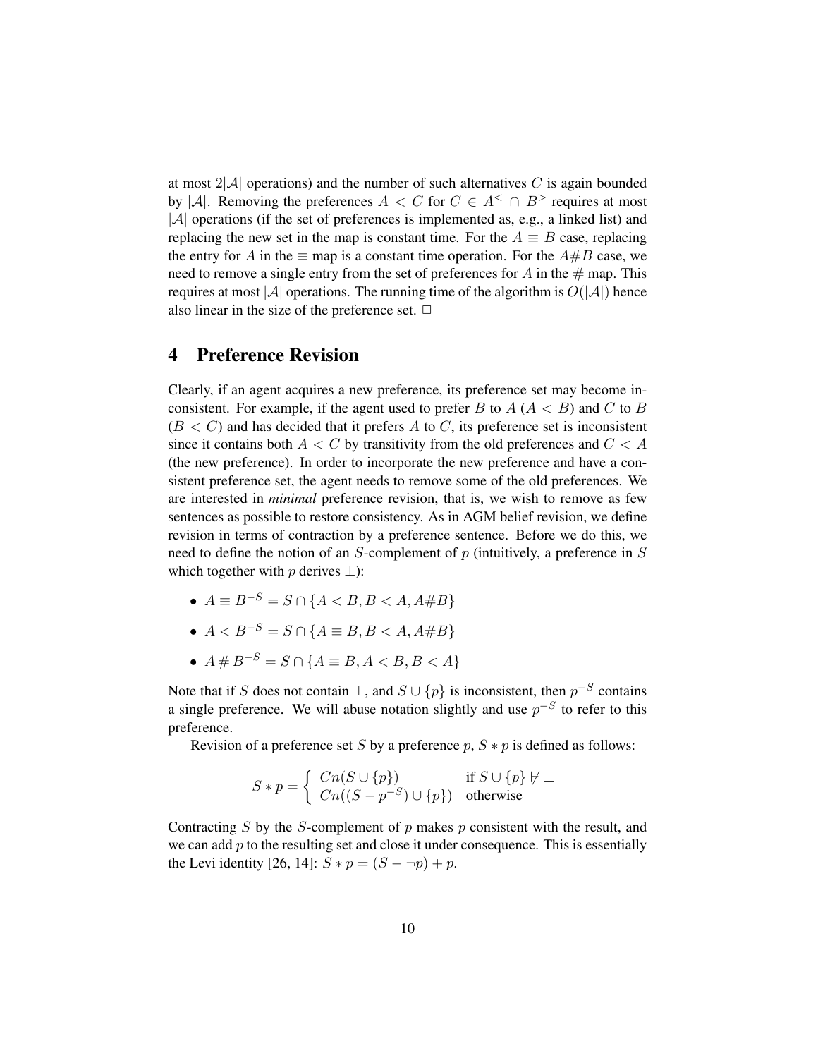at most $2|\mathcal{A}|$ operations) and the number of such alternatives $C$ is again bounded by $|\mathcal{A}|$. Removing the preferences $A < C$ for $C \in A^{<} \cap B^{>}$ requires at most $|\mathcal{A}|$ operations (if the set of preferences is implemented as, e.g., a linked list) and replacing the new set in the map is constant time. For the $A \equiv B$ case, replacing the entry for $A$ in the $\equiv$ map is a constant time operation. For the $A \# B$ case, we need to remove a single entry from the set of preferences for $A$ in the $\#$ map. This requires at most $|\mathcal{A}|$ operations. The running time of the algorithm is $O(|\mathcal{A}|)$ hence also linear in the size of the preference set. $\Box$

## 4 Preference Revision

Clearly, if an agent acquires a new preference, its preference set may become inconsistent. For example, if the agent used to prefer $B$ to $A$ ($A < B$) and $C$ to $B$ ($B < C$) and has decided that it prefers $A$ to $C$, its preference set is inconsistent since it contains both $A < C$ by transitivity from the old preferences and $C < A$ (the new preference). In order to incorporate the new preference and have a consistent preference set, the agent needs to remove some of the old preferences. We are interested in *minimal* preference revision, that is, we wish to remove as few sentences as possible to restore consistency. As in AGM belief revision, we define revision in terms of contraction by a preference sentence. Before we do this, we need to define the notion of an $S$-complement of $p$ (intuitively, a preference in $S$ which together with $p$ derives $\bot$):

- $A \equiv B^{-S} = S \cap \{A < B, B < A, A\#B\}$
- $A < B^{-S} = S \cap \{A \equiv B, B < A, A\#B\}$
- $A \# B^{-S} = S \cap \{A \equiv B, A < B, B < A\}$

Note that if $S$ does not contain $\bot$, and $S \cup \{p\}$ is inconsistent, then $p^{-S}$ contains a single preference. We will abuse notation slightly and use $p^{-S}$ to refer to this preference.

Revision of a preference set $S$ by a preference $p$, $S * p$ is defined as follows:

$$S * p = \begin{cases} Cn(S \cup \{p\}) & \text{if } S \cup \{p\} \not\vdash \bot \\ Cn((S - p^{-S}) \cup \{p\}) & \text{otherwise} \end{cases}$$

Contracting $S$ by the $S$-complement of $p$ makes $p$ consistent with the result, and we can add $p$ to the resulting set and close it under consequence. This is essentially the Levi identity [26, 14]: $S * p = (S - \neg p) + p$.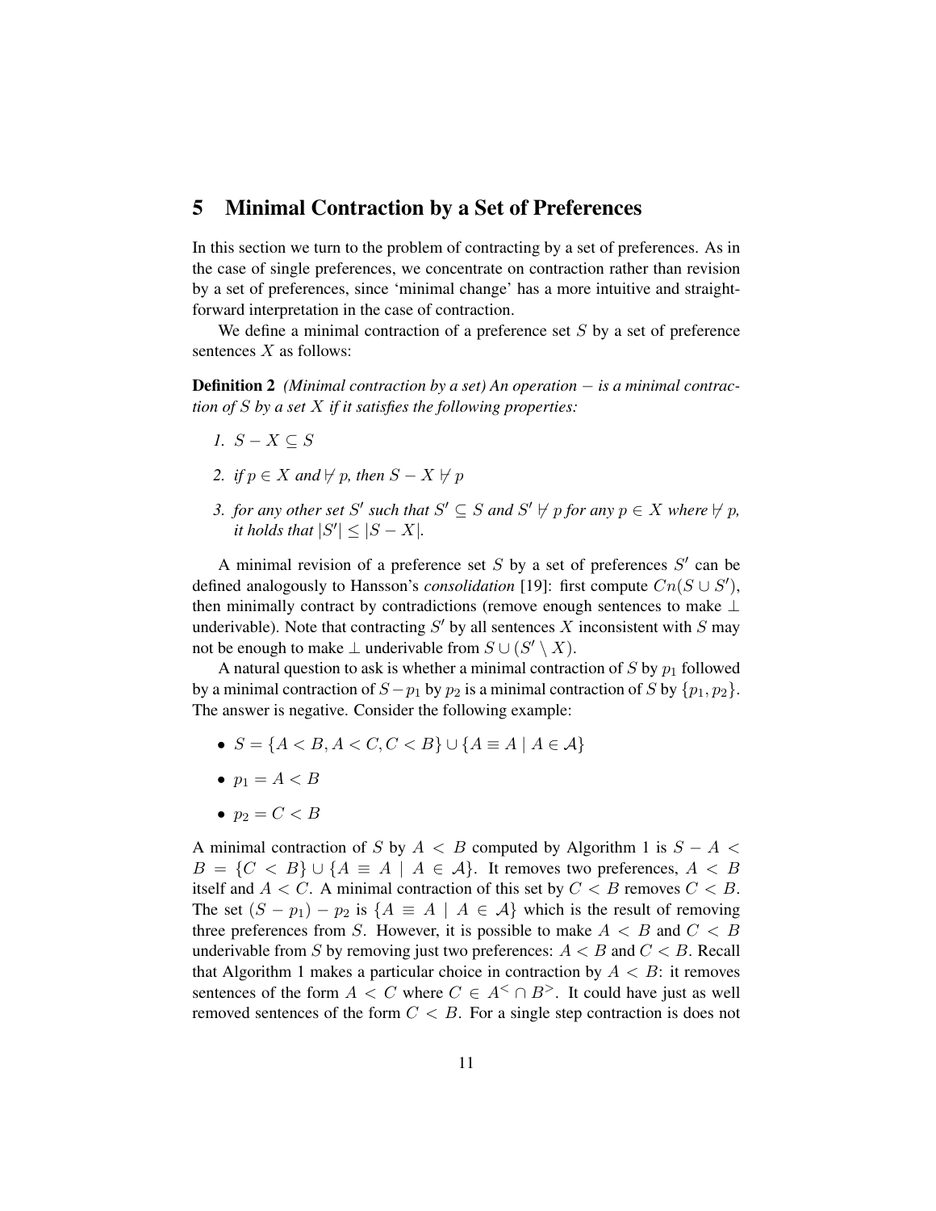## 5 Minimal Contraction by a Set of Preferences

In this section we turn to the problem of contracting by a set of preferences. As in the case of single preferences, we concentrate on contraction rather than revision by a set of preferences, since 'minimal change' has a more intuitive and straightforward interpretation in the case of contraction.

We define a minimal contraction of a preference set $S$ by a set of preference sentences $X$ as follows:

**Definition 2** *(Minimal contraction by a set) An operation $-$ is a minimal contraction of $S$ by a set $X$ if it satisfies the following properties:*

1. $S - X \subseteq S$
2. *if $p \in X$ and $\not\vdash p$, then $S - X \not\vdash p$*
3. *for any other set $S'$ such that $S' \subseteq S$ and $S' \not\vdash p$ for any $p \in X$ where $\not\vdash p$, it holds that $|S'| \leq |S - X|$.*

A minimal revision of a preference set $S$ by a set of preferences $S'$ can be defined analogously to Hansson's *consolidation* [19]: first compute $Cn(S \cup S')$, then minimally contract by contradictions (remove enough sentences to make $\perp$ underivable). Note that contracting $S'$ by all sentences $X$ inconsistent with $S$ may not be enough to make $\perp$ underivable from $S \cup (S' \setminus X)$.

A natural question to ask is whether a minimal contraction of $S$ by $p_1$ followed by a minimal contraction of $S - p_1$ by $p_2$ is a minimal contraction of $S$ by $\{p_1, p_2\}$. The answer is negative. Consider the following example:

- $S = \{A < B, A < C, C < B\} \cup \{A \equiv A \mid A \in \mathcal{A}\}$
- $p_1 = A < B$
- $p_2 = C < B$

A minimal contraction of $S$ by $A < B$ computed by Algorithm 1 is $S - A < B = \{C < B\} \cup \{A \equiv A \mid A \in \mathcal{A}\}$. It removes two preferences, $A < B$ itself and $A < C$. A minimal contraction of this set by $C < B$ removes $C < B$. The set $(S - p_1) - p_2$ is $\{A \equiv A \mid A \in \mathcal{A}\}$ which is the result of removing three preferences from $S$. However, it is possible to make $A < B$ and $C < B$ underivable from $S$ by removing just two preferences: $A < B$ and $C < B$. Recall that Algorithm 1 makes a particular choice in contraction by $A < B$: it removes sentences of the form $A < C$ where $C \in A^{<} \cap B^{>}$. It could have just as well removed sentences of the form $C < B$. For a single step contraction is does not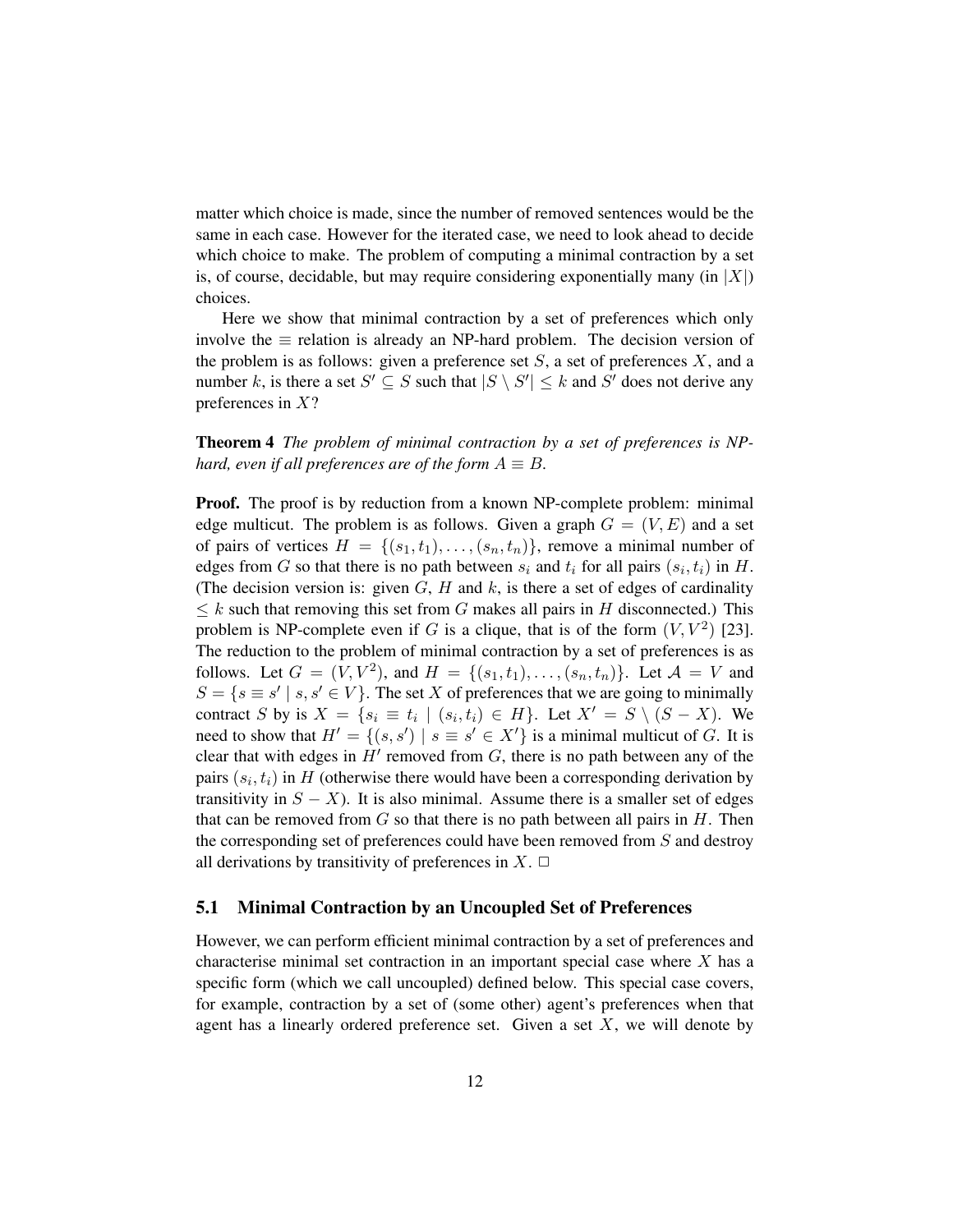matter which choice is made, since the number of removed sentences would be the same in each case. However for the iterated case, we need to look ahead to decide which choice to make. The problem of computing a minimal contraction by a set is, of course, decidable, but may require considering exponentially many (in $|X|$) choices.

Here we show that minimal contraction by a set of preferences which only involve the $\equiv$ relation is already an NP-hard problem. The decision version of the problem is as follows: given a preference set $S$, a set of preferences $X$, and a number $k$, is there a set $S' \subseteq S$ such that $|S \setminus S'| \leq k$ and $S'$ does not derive any preferences in $X$?

**Theorem 4** *The problem of minimal contraction by a set of preferences is NP-hard, even if all preferences are of the form $A \equiv B$.*

**Proof.** The proof is by reduction from a known NP-complete problem: minimal edge multicut. The problem is as follows. Given a graph $G = (V, E)$ and a set of pairs of vertices $H = \{(s_1, t_1), \ldots, (s_n, t_n)\}$, remove a minimal number of edges from $G$ so that there is no path between $s_i$ and $t_i$ for all pairs $(s_i, t_i)$ in $H$. (The decision version is: given $G$, $H$ and $k$, is there a set of edges of cardinality $\leq k$ such that removing this set from $G$ makes all pairs in $H$ disconnected.) This problem is NP-complete even if $G$ is a clique, that is of the form $(V, V^2)$ [23]. The reduction to the problem of minimal contraction by a set of preferences is as follows. Let $G = (V, V^2)$, and $H = \{(s_1, t_1), \ldots, (s_n, t_n)\}$. Let $\mathcal{A} = V$ and $S = \{s \equiv s' \mid s, s' \in V\}$. The set $X$ of preferences that we are going to minimally contract $S$ by is $X = \{s_i \equiv t_i \mid (s_i, t_i) \in H\}$. Let $X' = S \setminus (S - X)$. We need to show that $H' = \{(s, s') \mid s \equiv s' \in X'\}$ is a minimal multicut of $G$. It is clear that with edges in $H'$ removed from $G$, there is no path between any of the pairs $(s_i, t_i)$ in $H$ (otherwise there would have been a corresponding derivation by transitivity in $S - X$). It is also minimal. Assume there is a smaller set of edges that can be removed from $G$ so that there is no path between all pairs in $H$. Then the corresponding set of preferences could have been removed from $S$ and destroy all derivations by transitivity of preferences in $X$. $\Box$

### 5.1 Minimal Contraction by an Uncoupled Set of Preferences

However, we can perform efficient minimal contraction by a set of preferences and characterise minimal set contraction in an important special case where $X$ has a specific form (which we call uncoupled) defined below. This special case covers, for example, contraction by a set of (some other) agent's preferences when that agent has a linearly ordered preference set. Given a set $X$, we will denote by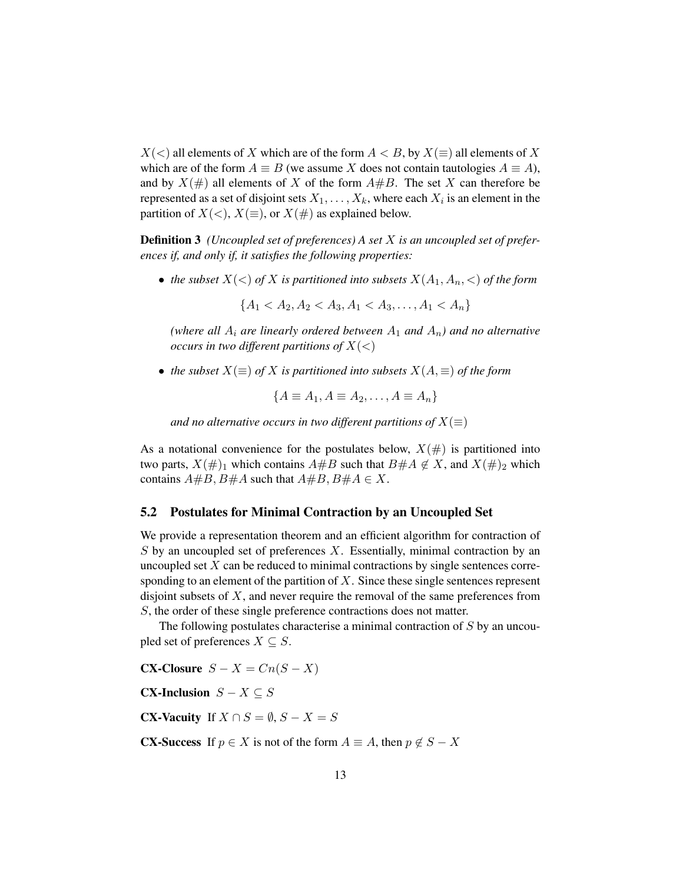$X(<)$ all elements of $X$ which are of the form $A < B$, by $X(\equiv)$ all elements of $X$ which are of the form $A \equiv B$ (we assume $X$ does not contain tautologies $A \equiv A$), and by $X(\#)$ all elements of $X$ of the form $A\#B$. The set $X$ can therefore be represented as a set of disjoint sets $X_1, \ldots, X_k$, where each $X_i$ is an element in the partition of $X(<)$, $X(\equiv)$, or $X(\#)$ as explained below.

**Definition 3** *(Uncoupled set of preferences) A set $X$ is an uncoupled set of preferences if, and only if, it satisfies the following properties:*

- *the subset $X(<)$ of $X$ is partitioned into subsets $X(A_1, A_n, <)$ of the form*

  $$\{A_1 < A_2, A_2 < A_3, A_1 < A_3, \ldots, A_1 < A_n\}$$

  *(where all $A_i$ are linearly ordered between $A_1$ and $A_n$) and no alternative occurs in two different partitions of $X(<)$*

- *the subset $X(\equiv)$ of $X$ is partitioned into subsets $X(A, \equiv)$ of the form*

  $$\{A \equiv A_1, A \equiv A_2, \ldots, A \equiv A_n\}$$

  *and no alternative occurs in two different partitions of $X(\equiv)$*

As a notational convenience for the postulates below, $X(\#)$ is partitioned into two parts, $X(\#)_1$ which contains $A\#B$ such that $B\#A \notin X$, and $X(\#)_2$ which contains $A\#B, B\#A$ such that $A\#B, B\#A \in X$.

## 5.2 Postulates for Minimal Contraction by an Uncoupled Set

We provide a representation theorem and an efficient algorithm for contraction of $S$ by an uncoupled set of preferences $X$. Essentially, minimal contraction by an uncoupled set $X$ can be reduced to minimal contractions by single sentences corresponding to an element of the partition of $X$. Since these single sentences represent disjoint subsets of $X$, and never require the removal of the same preferences from $S$, the order of these single preference contractions does not matter.

The following postulates characterise a minimal contraction of $S$ by an uncoupled set of preferences $X \subseteq S$.

**CX-Closure** $S - X = Cn(S - X)$

**CX-Inclusion** $S - X \subseteq S$

**CX-Vacuity** If $X \cap S = \emptyset$, $S - X = S$

**CX-Success** If $p \in X$ is not of the form $A \equiv A$, then $p \notin S - X$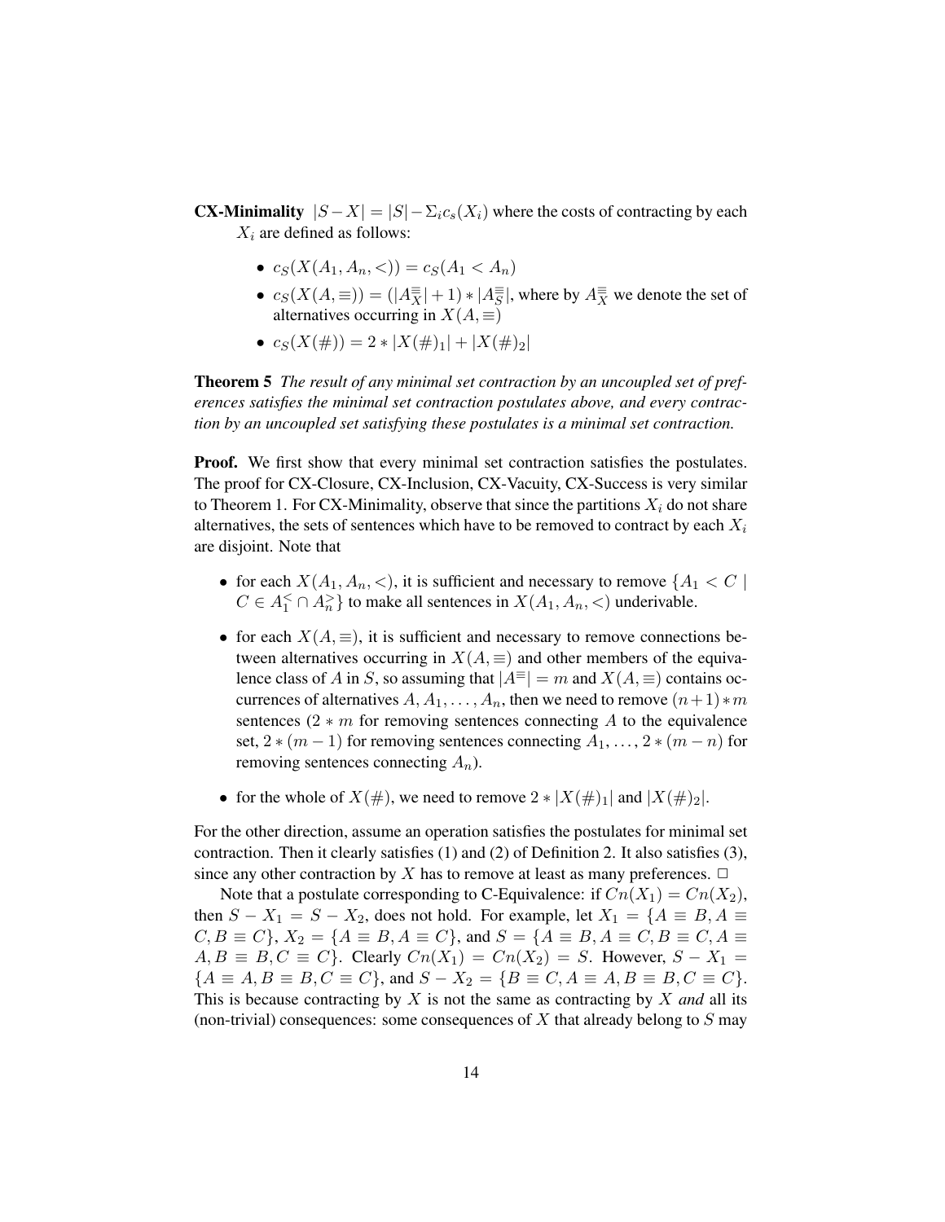**CX-Minimality** $|S - X| = |S| - \Sigma_i c_s(X_i)$ where the costs of contracting by each $X_i$ are defined as follows:

- $c_S(X(A_1, A_n, <)) = c_S(A_1 < A_n)$
- $c_S(X(A, \equiv)) = (|A^{\equiv}_X| + 1) * |A^{\equiv}_S|$, where by $A^{\equiv}_X$ we denote the set of alternatives occurring in $X(A, \equiv)$
- $c_S(X(\#)) = 2 * |X(\#)_1| + |X(\#)_2|$

**Theorem 5** *The result of any minimal set contraction by an uncoupled set of preferences satisfies the minimal set contraction postulates above, and every contraction by an uncoupled set satisfying these postulates is a minimal set contraction.*

**Proof.** We first show that every minimal set contraction satisfies the postulates. The proof for CX-Closure, CX-Inclusion, CX-Vacuity, CX-Success is very similar to Theorem 1. For CX-Minimality, observe that since the partitions $X_i$ do not share alternatives, the sets of sentences which have to be removed to contract by each $X_i$ are disjoint. Note that

- for each $X(A_1, A_n, <)$, it is sufficient and necessary to remove $\{A_1 < C \mid C \in A_1^< \cap A_n^>\}$ to make all sentences in $X(A_1, A_n, <)$ underivable.
- for each $X(A, \equiv)$, it is sufficient and necessary to remove connections between alternatives occurring in $X(A, \equiv)$ and other members of the equivalence class of $A$ in $S$, so assuming that $|A^{\equiv}| = m$ and $X(A, \equiv)$ contains occurrences of alternatives $A, A_1, \ldots, A_n$, then we need to remove $(n+1) * m$ sentences ($2 * m$ for removing sentences connecting $A$ to the equivalence set, $2 * (m - 1)$ for removing sentences connecting $A_1, \ldots, 2 * (m - n)$ for removing sentences connecting $A_n$).
- for the whole of $X(\#)$, we need to remove $2 * |X(\#)_1|$ and $|X(\#)_2|$.

For the other direction, assume an operation satisfies the postulates for minimal set contraction. Then it clearly satisfies (1) and (2) of Definition 2. It also satisfies (3), since any other contraction by $X$ has to remove at least as many preferences. $\Box$

Note that a postulate corresponding to C-Equivalence: if $Cn(X_1) = Cn(X_2)$, then $S - X_1 = S - X_2$, does not hold. For example, let $X_1 = \{A \equiv B, A \equiv C, B \equiv C\}$, $X_2 = \{A \equiv B, A \equiv C\}$, and $S = \{A \equiv B, A \equiv C, B \equiv C, A \equiv A, B \equiv B, C \equiv C\}$. Clearly $Cn(X_1) = Cn(X_2) = S$. However, $S - X_1 = \{A \equiv A, B \equiv B, C \equiv C\}$, and $S - X_2 = \{B \equiv C, A \equiv A, B \equiv B, C \equiv C\}$. This is because contracting by $X$ is not the same as contracting by $X$ *and* all its (non-trivial) consequences: some consequences of $X$ that already belong to $S$ may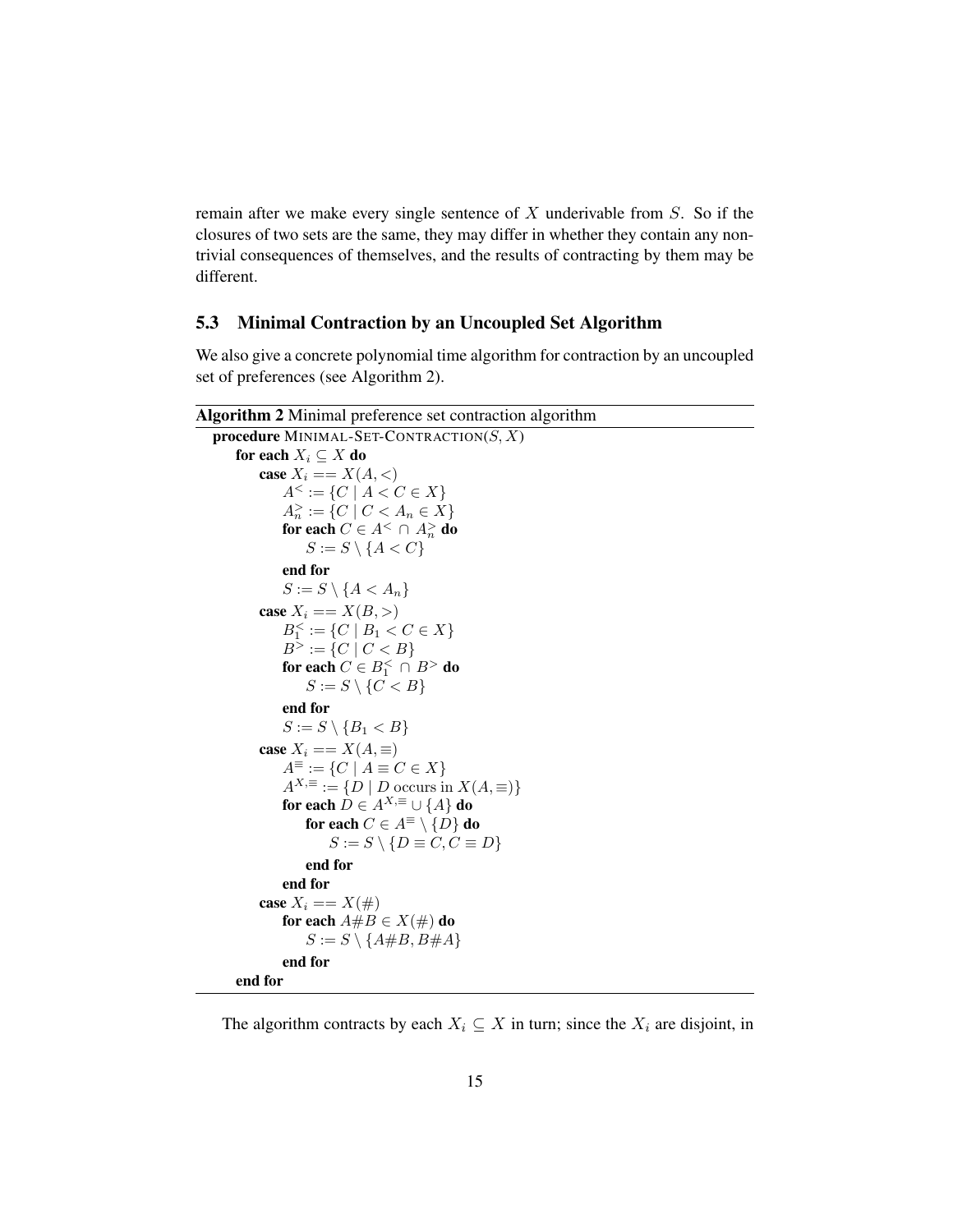remain after we make every single sentence of $X$ underivable from $S$. So if the closures of two sets are the same, they may differ in whether they contain any non-trivial consequences of themselves, and the results of contracting by them may be different.

### 5.3 Minimal Contraction by an Uncoupled Set Algorithm

We also give a concrete polynomial time algorithm for contraction by an uncoupled set of preferences (see Algorithm 2).

**Algorithm 2** Minimal preference set contraction algorithm

```
procedure MINIMAL-SET-CONTRACTION(S, X)
    for each X_i ⊆ X do
        case X_i == X(A, <)
            A^< := {C | A < C ∈ X}
            A_n^> := {C | C < A_n ∈ X}
            for each C ∈ A^< ∩ A_n^> do
                S := S \ {A < C}
            end for
            S := S \ {A < A_n}
        case X_i == X(B, >)
            B_1^< := {C | B_1 < C ∈ X}
            B^> := {C | C < B}
            for each C ∈ B_1^< ∩ B^> do
                S := S \ {C < B}
            end for
            S := S \ {B_1 < B}
        case X_i == X(A, ≡)
            A^≡ := {C | A ≡ C ∈ X}
            A^{X,≡} := {D | D occurs in X(A, ≡)}
            for each D ∈ A^{X,≡} ∪ {A} do
                for each C ∈ A^≡ \ {D} do
                    S := S \ {D ≡ C, C ≡ D}
                end for
            end for
        case X_i == X(#)
            for each A#B ∈ X(#) do
                S := S \ {A#B, B#A}
            end for
    end for
```

The algorithm contracts by each $X_i \subseteq X$ in turn; since the $X_i$ are disjoint, in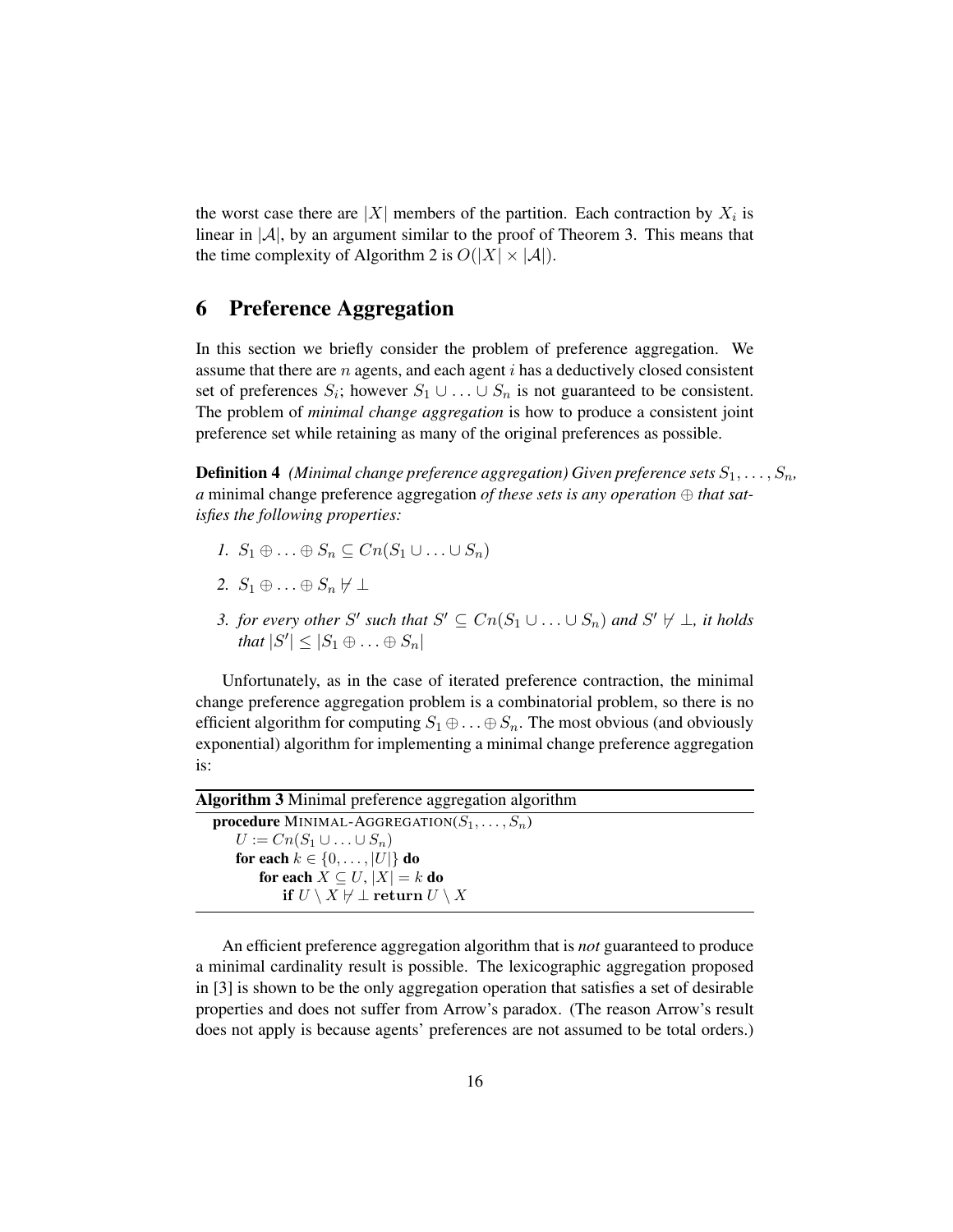the worst case there are $|X|$ members of the partition. Each contraction by $X_i$ is linear in $|\mathcal{A}|$, by an argument similar to the proof of Theorem 3. This means that the time complexity of Algorithm 2 is $O(|X| \times |\mathcal{A}|)$.

## 6 Preference Aggregation

In this section we briefly consider the problem of preference aggregation. We assume that there are $n$ agents, and each agent $i$ has a deductively closed consistent set of preferences $S_i$; however $S_1 \cup \ldots \cup S_n$ is not guaranteed to be consistent. The problem of *minimal change aggregation* is how to produce a consistent joint preference set while retaining as many of the original preferences as possible.

**Definition 4** *(Minimal change preference aggregation) Given preference sets $S_1, \ldots, S_n$, a* minimal change preference aggregation *of these sets is any operation $\oplus$ that satisfies the following properties:*

1. $S_1 \oplus \ldots \oplus S_n \subseteq Cn(S_1 \cup \ldots \cup S_n)$
2. $S_1 \oplus \ldots \oplus S_n \not\vdash \bot$
3. *for every other $S'$ such that $S' \subseteq Cn(S_1 \cup \ldots \cup S_n)$ and $S' \not\vdash \bot$, it holds that $|S'| \leq |S_1 \oplus \ldots \oplus S_n|$*

Unfortunately, as in the case of iterated preference contraction, the minimal change preference aggregation problem is a combinatorial problem, so there is no efficient algorithm for computing $S_1 \oplus \ldots \oplus S_n$. The most obvious (and obviously exponential) algorithm for implementing a minimal change preference aggregation is:

**Algorithm 3** Minimal preference aggregation algorithm

```
procedure MINIMAL-AGGREGATION(S_1, ..., S_n)
    U := Cn(S_1 ∪ ... ∪ S_n)
    for each k ∈ {0, ..., |U|} do
        for each X ⊆ U, |X| = k do
            if U \ X ⊬ ⊥ return U \ X
```

An efficient preference aggregation algorithm that is *not* guaranteed to produce a minimal cardinality result is possible. The lexicographic aggregation proposed in [3] is shown to be the only aggregation operation that satisfies a set of desirable properties and does not suffer from Arrow's paradox. (The reason Arrow's result does not apply is because agents' preferences are not assumed to be total orders.)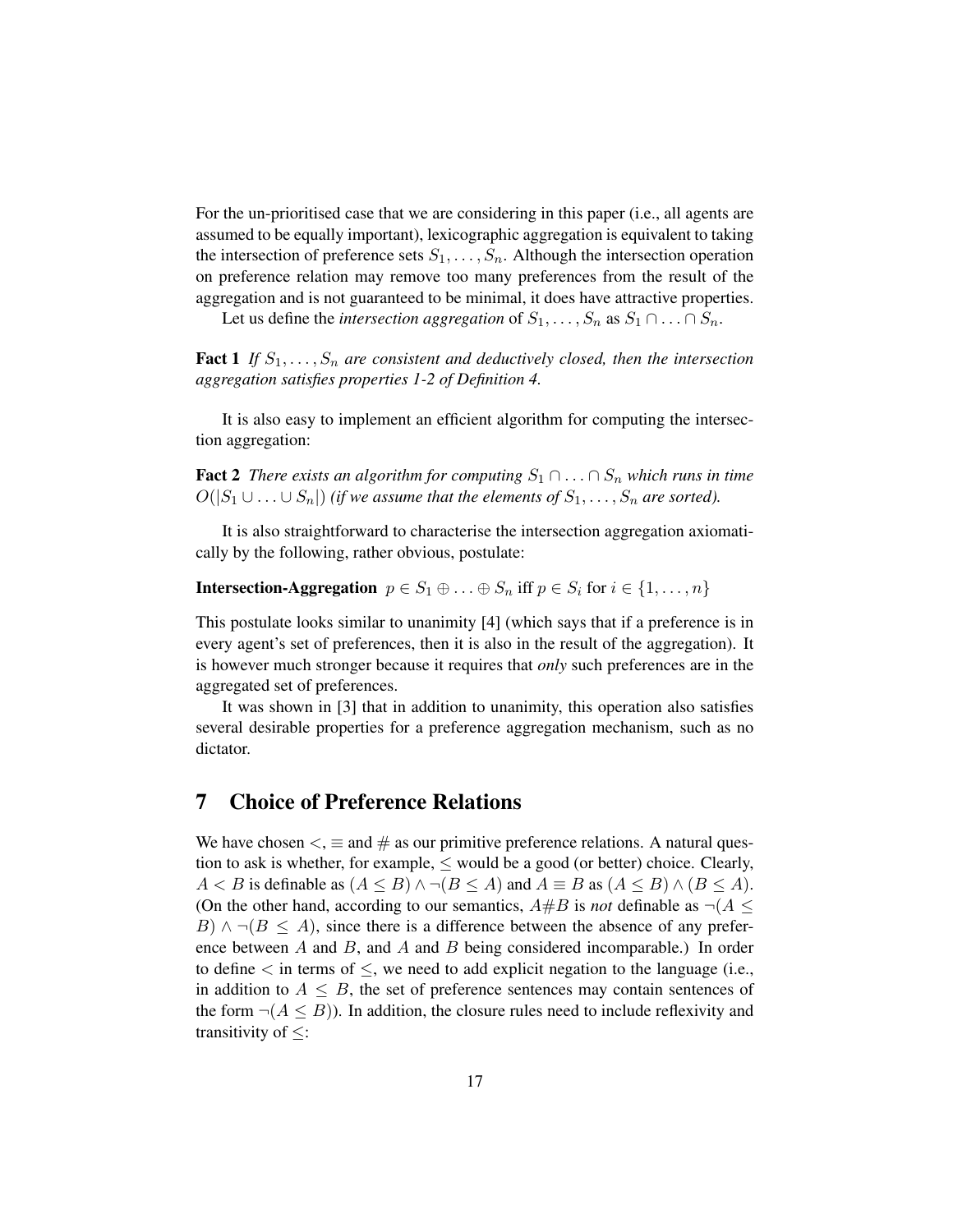For the un-prioritised case that we are considering in this paper (i.e., all agents are assumed to be equally important), lexicographic aggregation is equivalent to taking the intersection of preference sets $S_1, \ldots, S_n$. Although the intersection operation on preference relation may remove too many preferences from the result of the aggregation and is not guaranteed to be minimal, it does have attractive properties.

Let us define the *intersection aggregation* of $S_1, \ldots, S_n$ as $S_1 \cap \ldots \cap S_n$.

**Fact 1** *If $S_1, \ldots, S_n$ are consistent and deductively closed, then the intersection aggregation satisfies properties 1-2 of Definition 4.*

It is also easy to implement an efficient algorithm for computing the intersection aggregation:

**Fact 2** *There exists an algorithm for computing $S_1 \cap \ldots \cap S_n$ which runs in time $O(|S_1 \cup \ldots \cup S_n|)$ (if we assume that the elements of $S_1, \ldots, S_n$ are sorted).*

It is also straightforward to characterise the intersection aggregation axiomatically by the following, rather obvious, postulate:

**Intersection-Aggregation** $p \in S_1 \oplus \ldots \oplus S_n$ iff $p \in S_i$ for $i \in \{1, \ldots, n\}$

This postulate looks similar to unanimity [4] (which says that if a preference is in every agent's set of preferences, then it is also in the result of the aggregation). It is however much stronger because it requires that *only* such preferences are in the aggregated set of preferences.

It was shown in [3] that in addition to unanimity, this operation also satisfies several desirable properties for a preference aggregation mechanism, such as no dictator.

## 7 Choice of Preference Relations

We have chosen $<$, $\equiv$ and $\#$ as our primitive preference relations. A natural question to ask is whether, for example, $\leq$ would be a good (or better) choice. Clearly, $A < B$ is definable as $(A \leq B) \wedge \neg(B \leq A)$ and $A \equiv B$ as $(A \leq B) \wedge (B \leq A)$. (On the other hand, according to our semantics, $A\#B$ is *not* definable as $\neg(A \leq B) \wedge \neg(B \leq A)$, since there is a difference between the absence of any preference between $A$ and $B$, and $A$ and $B$ being considered incomparable.) In order to define $<$ in terms of $\leq$, we need to add explicit negation to the language (i.e., in addition to $A \leq B$, the set of preference sentences may contain sentences of the form $\neg(A \leq B)$). In addition, the closure rules need to include reflexivity and transitivity of $\leq$: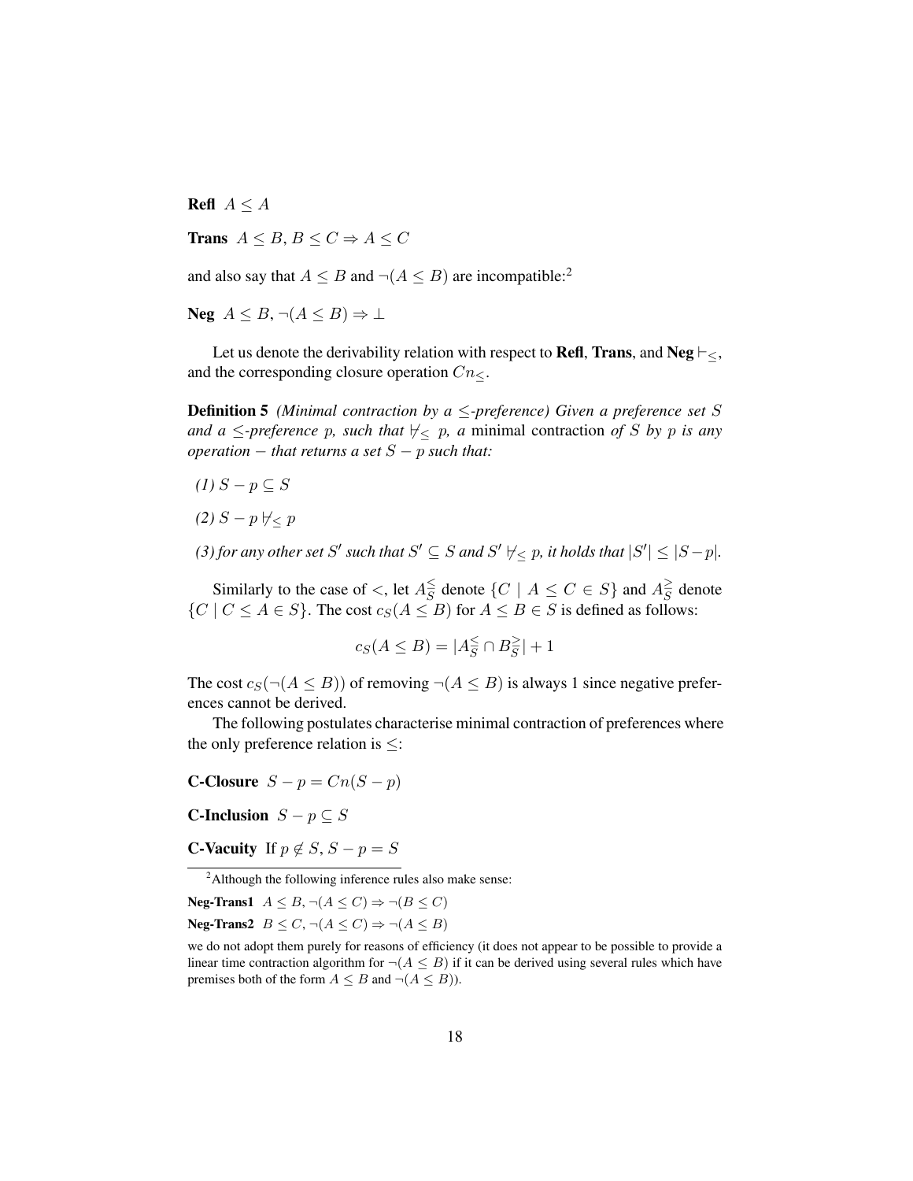**Refl** $A \leq A$

**Trans** $A \leq B, B \leq C \Rightarrow A \leq C$

and also say that $A \leq B$ and $\neg(A \leq B)$ are incompatible:[2]

**Neg** $A \leq B, \neg(A \leq B) \Rightarrow \bot$

Let us denote the derivability relation with respect to **Refl**, **Trans**, and **Neg** $\vdash_{\leq}$, and the corresponding closure operation $Cn_{\leq}$.

**Definition 5** *(Minimal contraction by a $\leq$-preference) Given a preference set $S$ and a $\leq$-preference $p$, such that $\not\vdash_{\leq} p$, a* minimal contraction *of $S$ by $p$ is any operation $-$ that returns a set $S - p$ such that:*

*(1) $S - p \subseteq S$*

*(2) $S - p \not\vdash_{\leq} p$*

*(3) for any other set $S'$ such that $S' \subseteq S$ and $S' \not\vdash_{\leq} p$, it holds that $|S'| \leq |S - p|$.*

Similarly to the case of $<$, let $A^{\leq}_{S}$ denote $\{C \mid A \leq C \in S\}$ and $A^{\geq}_{S}$ denote $\{C \mid C \leq A \in S\}$. The cost $c_S(A \leq B)$ for $A \leq B \in S$ is defined as follows:

$$c_S(A \leq B) = |A^{\leq}_{S} \cap B^{\geq}_{S}| + 1$$

The cost $c_S(\neg(A \leq B))$ of removing $\neg(A \leq B)$ is always 1 since negative preferences cannot be derived.

The following postulates characterise minimal contraction of preferences where the only preference relation is $\leq$:

**C-Closure** $S - p = Cn(S - p)$

**C-Inclusion** $S - p \subseteq S$

**C-Vacuity** If $p \notin S$, $S - p = S$

---

[2] Although the following inference rules also make sense:

**Neg-Trans1** $A \leq B, \neg(A \leq C) \Rightarrow \neg(B \leq C)$

**Neg-Trans2** $B \leq C, \neg(A \leq C) \Rightarrow \neg(A \leq B)$

we do not adopt them purely for reasons of efficiency (it does not appear to be possible to provide a linear time contraction algorithm for $\neg(A \leq B)$ if it can be derived using several rules which have premises both of the form $A \leq B$ and $\neg(A \leq B)$).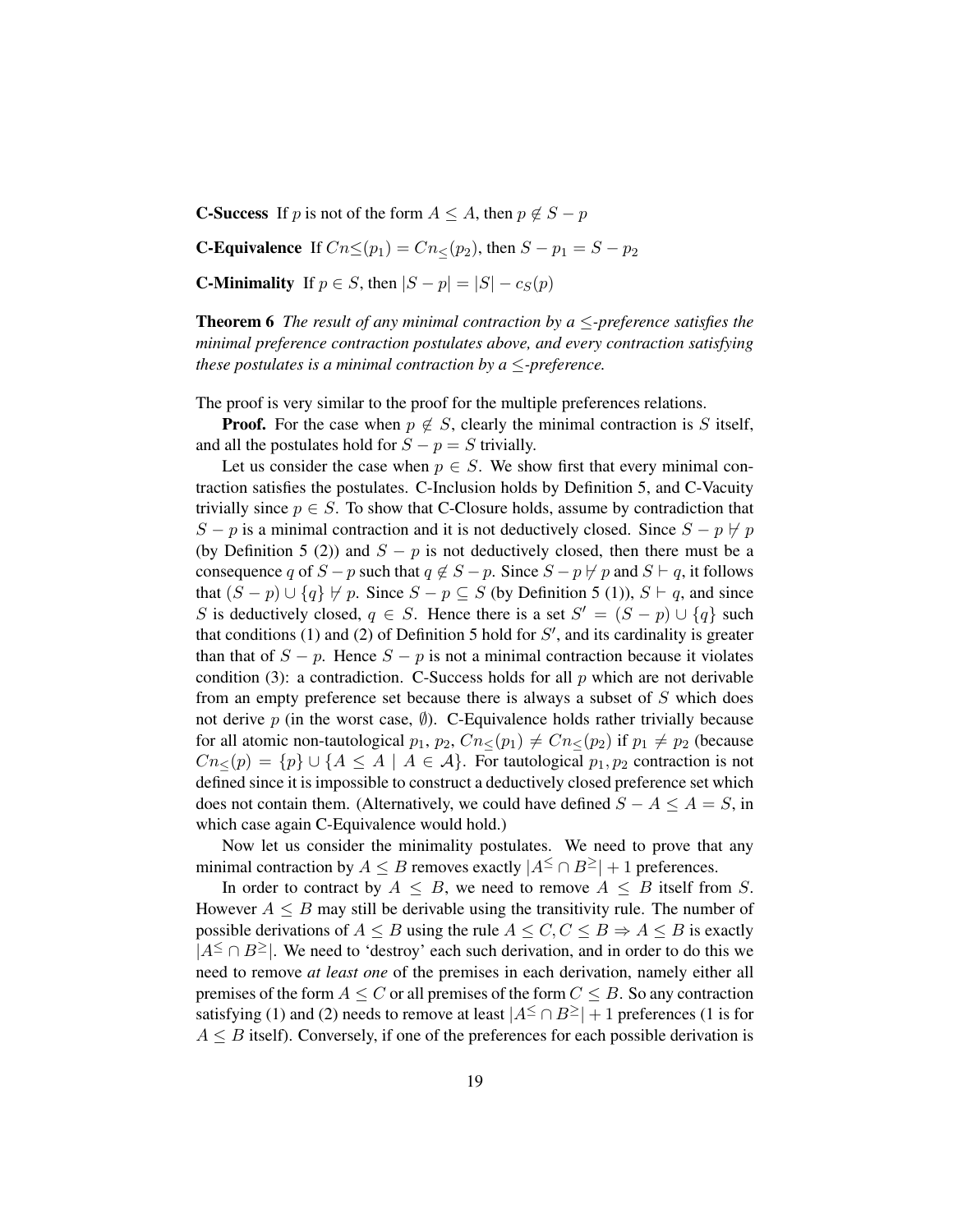**C-Success** If $p$ is not of the form $A \leq A$, then $p \notin S - p$

**C-Equivalence** If $Cn_{\leq}(p_1) = Cn_{\leq}(p_2)$, then $S - p_1 = S - p_2$

**C-Minimality** If $p \in S$, then $|S - p| = |S| - c_S(p)$

**Theorem 6** *The result of any minimal contraction by a $\leq$-preference satisfies the minimal preference contraction postulates above, and every contraction satisfying these postulates is a minimal contraction by a $\leq$-preference.*

The proof is very similar to the proof for the multiple preferences relations.

**Proof.** For the case when $p \notin S$, clearly the minimal contraction is $S$ itself, and all the postulates hold for $S - p = S$ trivially.

Let us consider the case when $p \in S$. We show first that every minimal contraction satisfies the postulates. C-Inclusion holds by Definition 5, and C-Vacuity trivially since $p \in S$. To show that C-Closure holds, assume by contradiction that $S - p$ is a minimal contraction and it is not deductively closed. Since $S - p \nvdash p$ (by Definition 5 (2)) and $S - p$ is not deductively closed, then there must be a consequence $q$ of $S - p$ such that $q \notin S - p$. Since $S - p \nvdash p$ and $S \vdash q$, it follows that $(S - p) \cup \{q\} \nvdash p$. Since $S - p \subseteq S$ (by Definition 5 (1)), $S \vdash q$, and since $S$ is deductively closed, $q \in S$. Hence there is a set $S' = (S - p) \cup \{q\}$ such that conditions (1) and (2) of Definition 5 hold for $S'$, and its cardinality is greater than that of $S - p$. Hence $S - p$ is not a minimal contraction because it violates condition (3): a contradiction. C-Success holds for all $p$ which are not derivable from an empty preference set because there is always a subset of $S$ which does not derive $p$ (in the worst case, $\emptyset$). C-Equivalence holds rather trivially because for all atomic non-tautological $p_1$, $p_2$, $Cn_{\leq}(p_1) \neq Cn_{\leq}(p_2)$ if $p_1 \neq p_2$ (because $Cn_{\leq}(p) = \{p\} \cup \{A \leq A \mid A \in \mathcal{A}\}$. For tautological $p_1, p_2$ contraction is not defined since it is impossible to construct a deductively closed preference set which does not contain them. (Alternatively, we could have defined $S - A \leq A = S$, in which case again C-Equivalence would hold.)

Now let us consider the minimality postulates. We need to prove that any minimal contraction by $A \leq B$ removes exactly $|A^{\leq} \cap B^{\geq}| + 1$ preferences.

In order to contract by $A \leq B$, we need to remove $A \leq B$ itself from $S$. However $A \leq B$ may still be derivable using the transitivity rule. The number of possible derivations of $A \leq B$ using the rule $A \leq C, C \leq B \Rightarrow A \leq B$ is exactly $|A^{\leq} \cap B^{\geq}|$. We need to 'destroy' each such derivation, and in order to do this we need to remove *at least one* of the premises in each derivation, namely either all premises of the form $A \leq C$ or all premises of the form $C \leq B$. So any contraction satisfying (1) and (2) needs to remove at least $|A^{\leq} \cap B^{\geq}| + 1$ preferences (1 is for $A \leq B$ itself). Conversely, if one of the preferences for each possible derivation is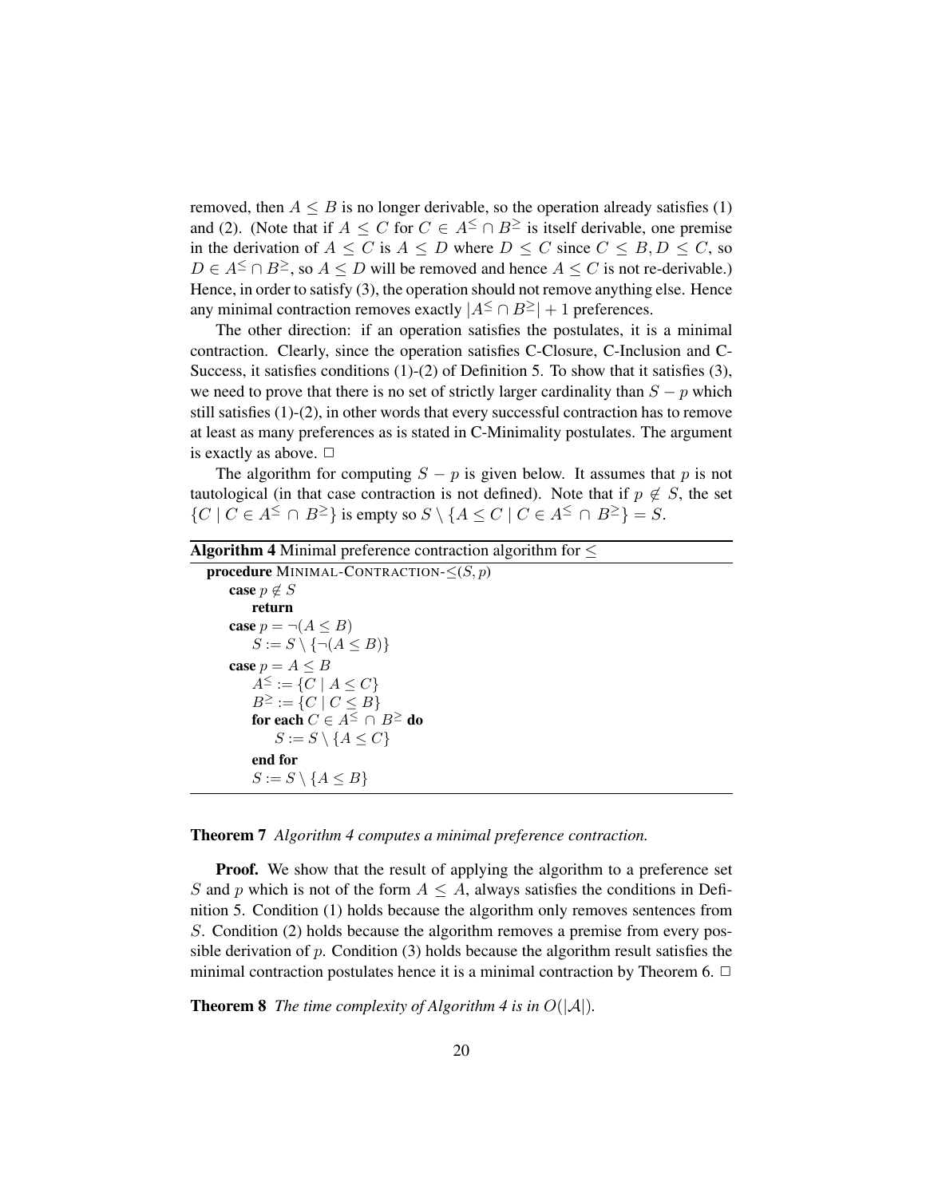removed, then $A \leq B$ is no longer derivable, so the operation already satisfies (1) and (2). (Note that if $A \leq C$ for $C \in A^{\leq} \cap B^{\geq}$ is itself derivable, one premise in the derivation of $A \leq C$ is $A \leq D$ where $D \leq C$ since $C \leq B, D \leq C$, so $D \in A^{\leq} \cap B^{\geq}$, so $A \leq D$ will be removed and hence $A \leq C$ is not re-derivable.) Hence, in order to satisfy (3), the operation should not remove anything else. Hence any minimal contraction removes exactly $|A^{\leq} \cap B^{\geq}| + 1$ preferences.

The other direction: if an operation satisfies the postulates, it is a minimal contraction. Clearly, since the operation satisfies C-Closure, C-Inclusion and C-Success, it satisfies conditions (1)-(2) of Definition 5. To show that it satisfies (3), we need to prove that there is no set of strictly larger cardinality than $S - p$ which still satisfies (1)-(2), in other words that every successful contraction has to remove at least as many preferences as is stated in C-Minimality postulates. The argument is exactly as above. $\Box$

The algorithm for computing $S - p$ is given below. It assumes that $p$ is not tautological (in that case contraction is not defined). Note that if $p \notin S$, the set $\{C \mid C \in A^{\leq} \cap B^{\geq}\}$ is empty so $S \setminus \{A \leq C \mid C \in A^{\leq} \cap B^{\geq}\} = S$.

**Algorithm 4** Minimal preference contraction algorithm for $\leq$

```
procedure MINIMAL-CONTRACTION-≤(S, p)
    case p ∉ S
        return
    case p = ¬(A ≤ B)
        S := S \ {¬(A ≤ B)}
    case p = A ≤ B
        A^≤ := {C | A ≤ C}
        B^≥ := {C | C ≤ B}
        for each C ∈ A^≤ ∩ B^≥ do
            S := S \ {A ≤ C}
        end for
        S := S \ {A ≤ B}
```

**Theorem 7** *Algorithm 4 computes a minimal preference contraction.*

**Proof.** We show that the result of applying the algorithm to a preference set $S$ and $p$ which is not of the form $A \leq A$, always satisfies the conditions in Definition 5. Condition (1) holds because the algorithm only removes sentences from $S$. Condition (2) holds because the algorithm removes a premise from every possible derivation of $p$. Condition (3) holds because the algorithm result satisfies the minimal contraction postulates hence it is a minimal contraction by Theorem 6. $\Box$

**Theorem 8** *The time complexity of Algorithm 4 is in $O(|\mathcal{A}|)$.*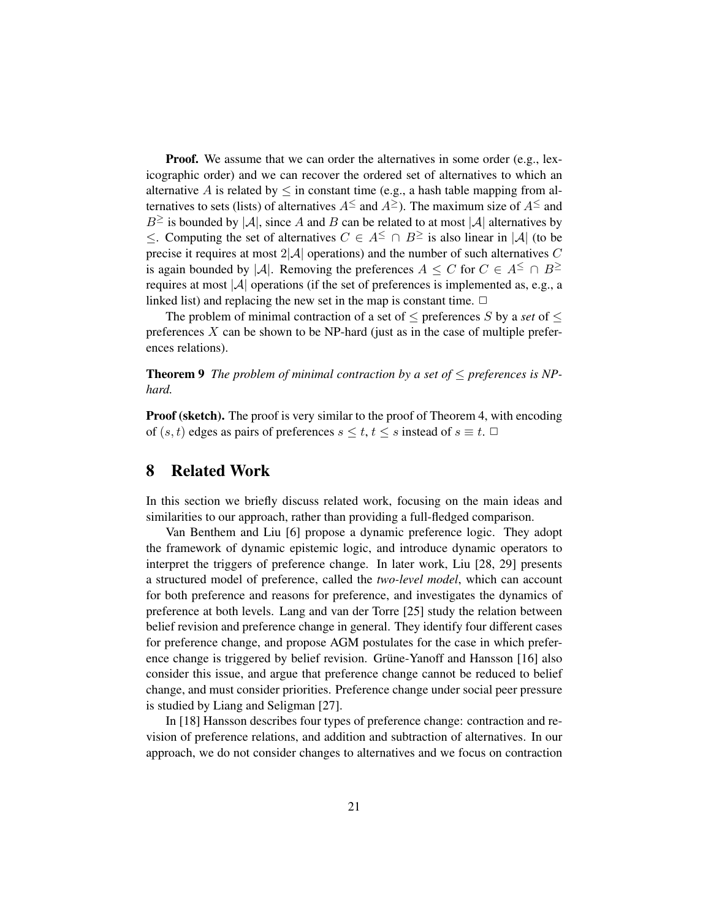**Proof.** We assume that we can order the alternatives in some order (e.g., lexicographic order) and we can recover the ordered set of alternatives to which an alternative $A$ is related by $\leq$ in constant time (e.g., a hash table mapping from alternatives to sets (lists) of alternatives $A^{\leq}$ and $A^{\geq}$). The maximum size of $A^{\leq}$ and $B^{\geq}$ is bounded by $|\mathcal{A}|$, since $A$ and $B$ can be related to at most $|\mathcal{A}|$ alternatives by $\leq$. Computing the set of alternatives $C \in A^{\leq} \cap B^{\geq}$ is also linear in $|\mathcal{A}|$ (to be precise it requires at most $2|\mathcal{A}|$ operations) and the number of such alternatives $C$ is again bounded by $|\mathcal{A}|$. Removing the preferences $A \leq C$ for $C \in A^{\leq} \cap B^{\geq}$ requires at most $|\mathcal{A}|$ operations (if the set of preferences is implemented as, e.g., a linked list) and replacing the new set in the map is constant time. $\Box$

The problem of minimal contraction of a set of $\leq$ preferences $S$ by a *set* of $\leq$ preferences $X$ can be shown to be NP-hard (just as in the case of multiple preferences relations).

**Theorem 9** *The problem of minimal contraction by a set of $\leq$ preferences is NP-hard.*

**Proof (sketch).** The proof is very similar to the proof of Theorem 4, with encoding of $(s, t)$ edges as pairs of preferences $s \leq t$, $t \leq s$ instead of $s \equiv t$. $\Box$

# 8 Related Work

In this section we briefly discuss related work, focusing on the main ideas and similarities to our approach, rather than providing a full-fledged comparison.

Van Benthem and Liu [6] propose a dynamic preference logic. They adopt the framework of dynamic epistemic logic, and introduce dynamic operators to interpret the triggers of preference change. In later work, Liu [28, 29] presents a structured model of preference, called the *two-level model*, which can account for both preference and reasons for preference, and investigates the dynamics of preference at both levels. Lang and van der Torre [25] study the relation between belief revision and preference change in general. They identify four different cases for preference change, and propose AGM postulates for the case in which preference change is triggered by belief revision. Grüne-Yanoff and Hansson [16] also consider this issue, and argue that preference change cannot be reduced to belief change, and must consider priorities. Preference change under social peer pressure is studied by Liang and Seligman [27].

In [18] Hansson describes four types of preference change: contraction and revision of preference relations, and addition and subtraction of alternatives. In our approach, we do not consider changes to alternatives and we focus on contraction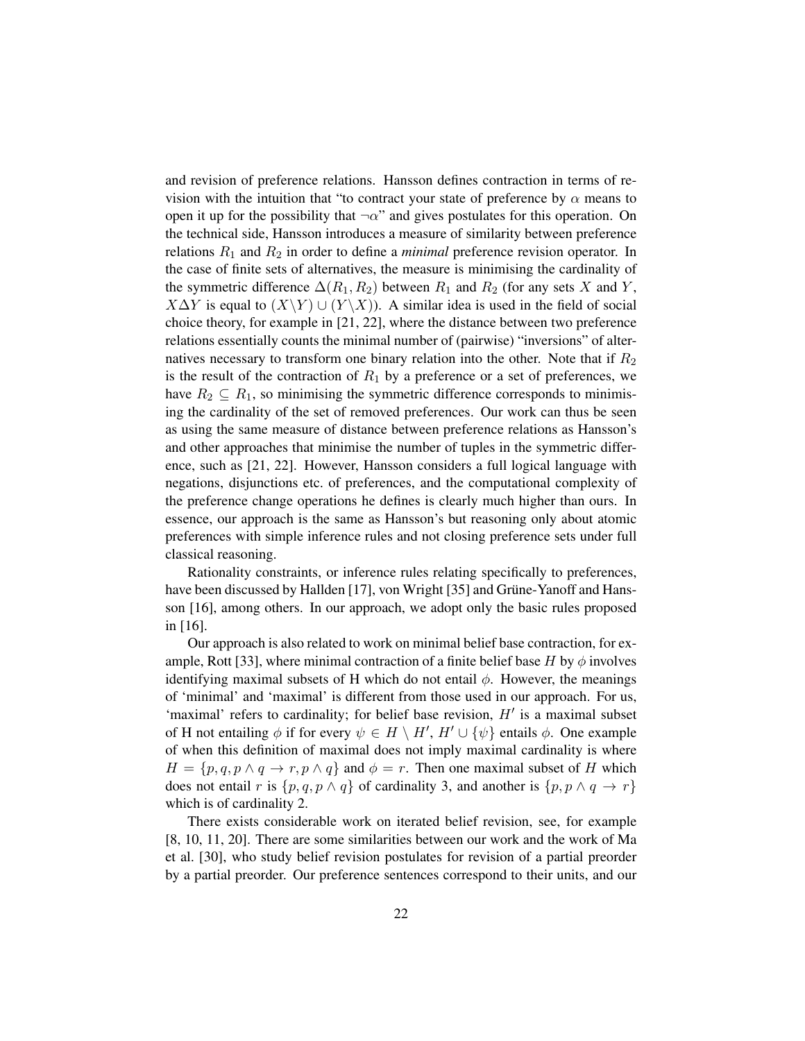and revision of preference relations. Hansson defines contraction in terms of revision with the intuition that "to contract your state of preference by $\alpha$ means to open it up for the possibility that $\neg\alpha$" and gives postulates for this operation. On the technical side, Hansson introduces a measure of similarity between preference relations $R_1$ and $R_2$ in order to define a *minimal* preference revision operator. In the case of finite sets of alternatives, the measure is minimising the cardinality of the symmetric difference $\Delta(R_1, R_2)$ between $R_1$ and $R_2$ (for any sets $X$ and $Y$, $X \Delta Y$ is equal to $(X \backslash Y) \cup (Y \backslash X)$). A similar idea is used in the field of social choice theory, for example in [21, 22], where the distance between two preference relations essentially counts the minimal number of (pairwise) "inversions" of alternatives necessary to transform one binary relation into the other. Note that if $R_2$ is the result of the contraction of $R_1$ by a preference or a set of preferences, we have $R_2 \subseteq R_1$, so minimising the symmetric difference corresponds to minimising the cardinality of the set of removed preferences. Our work can thus be seen as using the same measure of distance between preference relations as Hansson's and other approaches that minimise the number of tuples in the symmetric difference, such as [21, 22]. However, Hansson considers a full logical language with negations, disjunctions etc. of preferences, and the computational complexity of the preference change operations he defines is clearly much higher than ours. In essence, our approach is the same as Hansson's but reasoning only about atomic preferences with simple inference rules and not closing preference sets under full classical reasoning.

Rationality constraints, or inference rules relating specifically to preferences, have been discussed by Hallden [17], von Wright [35] and Grüne-Yanoff and Hansson [16], among others. In our approach, we adopt only the basic rules proposed in [16].

Our approach is also related to work on minimal belief base contraction, for example, Rott [33], where minimal contraction of a finite belief base $H$ by $\phi$ involves identifying maximal subsets of H which do not entail $\phi$. However, the meanings of 'minimal' and 'maximal' is different from those used in our approach. For us, 'maximal' refers to cardinality; for belief base revision, $H'$ is a maximal subset of H not entailing $\phi$ if for every $\psi \in H \setminus H'$, $H' \cup \{\psi\}$ entails $\phi$. One example of when this definition of maximal does not imply maximal cardinality is where $H = \{p, q, p \wedge q \to r, p \wedge q\}$ and $\phi = r$. Then one maximal subset of $H$ which does not entail $r$ is $\{p, q, p \wedge q\}$ of cardinality 3, and another is $\{p, p \wedge q \to r\}$ which is of cardinality 2.

There exists considerable work on iterated belief revision, see, for example [8, 10, 11, 20]. There are some similarities between our work and the work of Ma et al. [30], who study belief revision postulates for revision of a partial preorder by a partial preorder. Our preference sentences correspond to their units, and our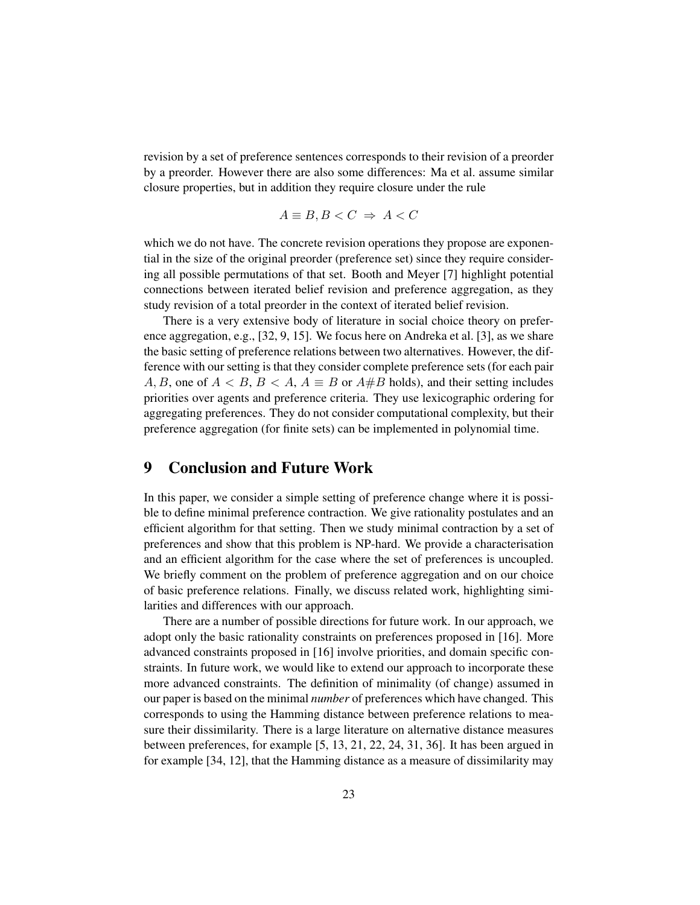revision by a set of preference sentences corresponds to their revision of a preorder by a preorder. However there are also some differences: Ma et al. assume similar closure properties, but in addition they require closure under the rule

$$A \equiv B, B < C \;\Rightarrow\; A < C$$

which we do not have. The concrete revision operations they propose are exponential in the size of the original preorder (preference set) since they require considering all possible permutations of that set. Booth and Meyer [7] highlight potential connections between iterated belief revision and preference aggregation, as they study revision of a total preorder in the context of iterated belief revision.

There is a very extensive body of literature in social choice theory on preference aggregation, e.g., [32, 9, 15]. We focus here on Andreka et al. [3], as we share the basic setting of preference relations between two alternatives. However, the difference with our setting is that they consider complete preference sets (for each pair $A, B$, one of $A < B$, $B < A$, $A \equiv B$ or $A \# B$ holds), and their setting includes priorities over agents and preference criteria. They use lexicographic ordering for aggregating preferences. They do not consider computational complexity, but their preference aggregation (for finite sets) can be implemented in polynomial time.

# 9 Conclusion and Future Work

In this paper, we consider a simple setting of preference change where it is possible to define minimal preference contraction. We give rationality postulates and an efficient algorithm for that setting. Then we study minimal contraction by a set of preferences and show that this problem is NP-hard. We provide a characterisation and an efficient algorithm for the case where the set of preferences is uncoupled. We briefly comment on the problem of preference aggregation and on our choice of basic preference relations. Finally, we discuss related work, highlighting similarities and differences with our approach.

There are a number of possible directions for future work. In our approach, we adopt only the basic rationality constraints on preferences proposed in [16]. More advanced constraints proposed in [16] involve priorities, and domain specific constraints. In future work, we would like to extend our approach to incorporate these more advanced constraints. The definition of minimality (of change) assumed in our paper is based on the minimal *number* of preferences which have changed. This corresponds to using the Hamming distance between preference relations to measure their dissimilarity. There is a large literature on alternative distance measures between preferences, for example [5, 13, 21, 22, 24, 31, 36]. It has been argued in for example [34, 12], that the Hamming distance as a measure of dissimilarity may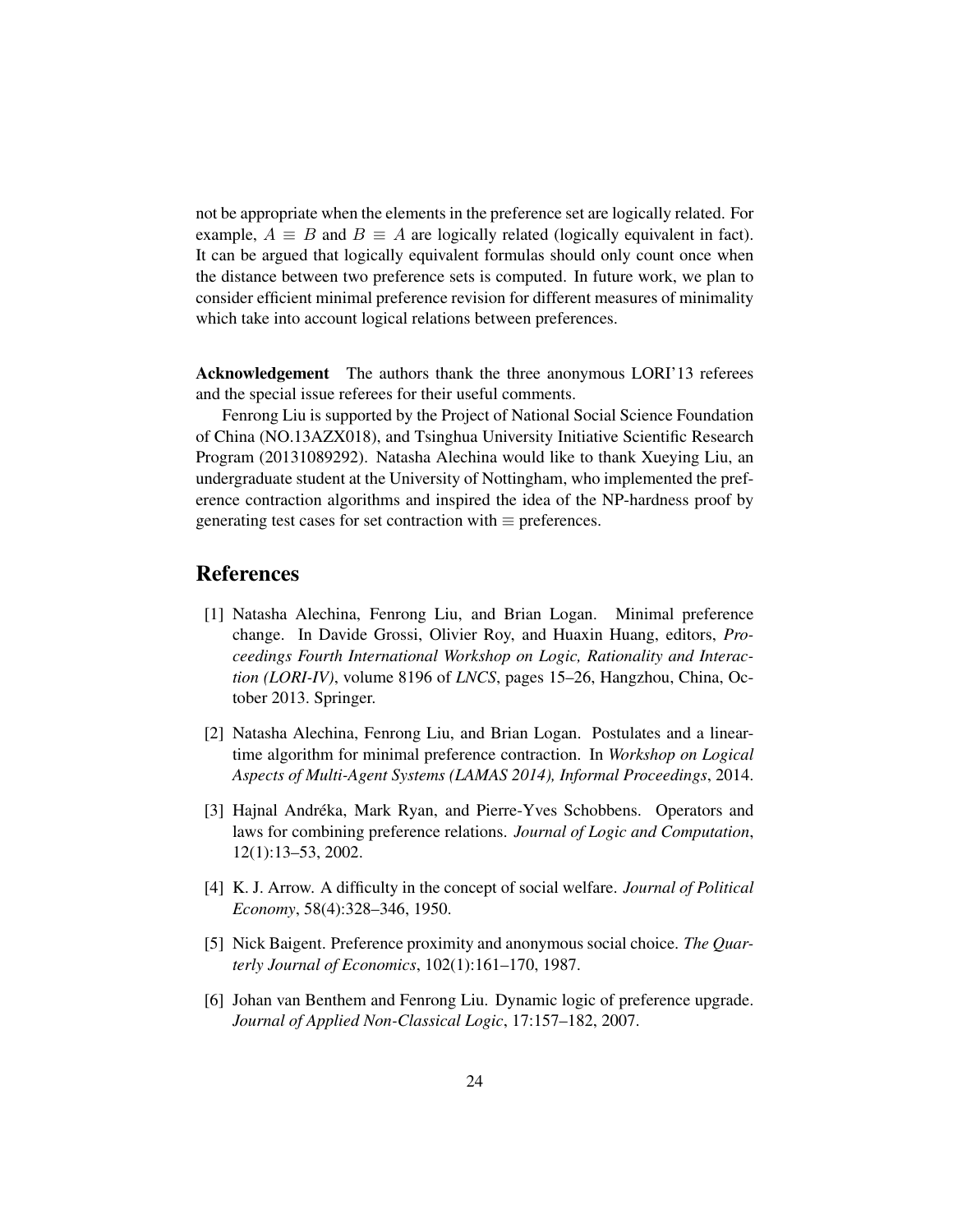not be appropriate when the elements in the preference set are logically related. For example, $A \equiv B$ and $B \equiv A$ are logically related (logically equivalent in fact). It can be argued that logically equivalent formulas should only count once when the distance between two preference sets is computed. In future work, we plan to consider efficient minimal preference revision for different measures of minimality which take into account logical relations between preferences.

**Acknowledgement** The authors thank the three anonymous LORI'13 referees and the special issue referees for their useful comments.

Fenrong Liu is supported by the Project of National Social Science Foundation of China (NO.13AZX018), and Tsinghua University Initiative Scientific Research Program (20131089292). Natasha Alechina would like to thank Xueying Liu, an undergraduate student at the University of Nottingham, who implemented the preference contraction algorithms and inspired the idea of the NP-hardness proof by generating test cases for set contraction with $\equiv$ preferences.

## References

[1] Natasha Alechina, Fenrong Liu, and Brian Logan. Minimal preference change. In Davide Grossi, Olivier Roy, and Huaxin Huang, editors, *Proceedings Fourth International Workshop on Logic, Rationality and Interaction (LORI-IV)*, volume 8196 of *LNCS*, pages 15–26, Hangzhou, China, October 2013. Springer.

[2] Natasha Alechina, Fenrong Liu, and Brian Logan. Postulates and a linear-time algorithm for minimal preference contraction. In *Workshop on Logical Aspects of Multi-Agent Systems (LAMAS 2014), Informal Proceedings*, 2014.

[3] Hajnal Andréka, Mark Ryan, and Pierre-Yves Schobbens. Operators and laws for combining preference relations. *Journal of Logic and Computation*, 12(1):13–53, 2002.

[4] K. J. Arrow. A difficulty in the concept of social welfare. *Journal of Political Economy*, 58(4):328–346, 1950.

[5] Nick Baigent. Preference proximity and anonymous social choice. *The Quarterly Journal of Economics*, 102(1):161–170, 1987.

[6] Johan van Benthem and Fenrong Liu. Dynamic logic of preference upgrade. *Journal of Applied Non-Classical Logic*, 17:157–182, 2007.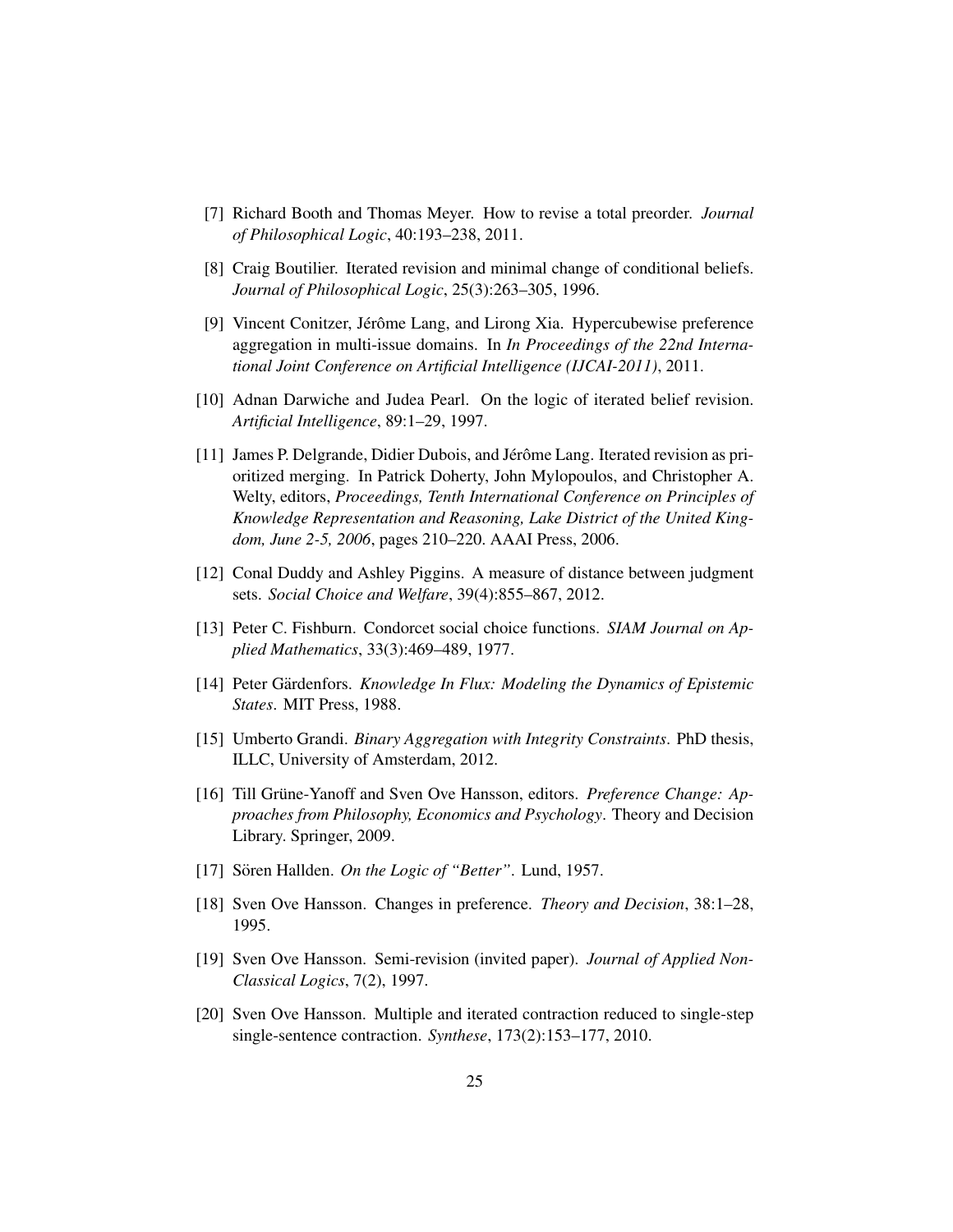[7] Richard Booth and Thomas Meyer. How to revise a total preorder. *Journal of Philosophical Logic*, 40:193–238, 2011.

[8] Craig Boutilier. Iterated revision and minimal change of conditional beliefs. *Journal of Philosophical Logic*, 25(3):263–305, 1996.

[9] Vincent Conitzer, Jérôme Lang, and Lirong Xia. Hypercubewise preference aggregation in multi-issue domains. In *In Proceedings of the 22nd International Joint Conference on Artificial Intelligence (IJCAI-2011)*, 2011.

[10] Adnan Darwiche and Judea Pearl. On the logic of iterated belief revision. *Artificial Intelligence*, 89:1–29, 1997.

[11] James P. Delgrande, Didier Dubois, and Jérôme Lang. Iterated revision as prioritized merging. In Patrick Doherty, John Mylopoulos, and Christopher A. Welty, editors, *Proceedings, Tenth International Conference on Principles of Knowledge Representation and Reasoning, Lake District of the United Kingdom, June 2-5, 2006*, pages 210–220. AAAI Press, 2006.

[12] Conal Duddy and Ashley Piggins. A measure of distance between judgment sets. *Social Choice and Welfare*, 39(4):855–867, 2012.

[13] Peter C. Fishburn. Condorcet social choice functions. *SIAM Journal on Applied Mathematics*, 33(3):469–489, 1977.

[14] Peter Gärdenfors. *Knowledge In Flux: Modeling the Dynamics of Epistemic States*. MIT Press, 1988.

[15] Umberto Grandi. *Binary Aggregation with Integrity Constraints*. PhD thesis, ILLC, University of Amsterdam, 2012.

[16] Till Grüne-Yanoff and Sven Ove Hansson, editors. *Preference Change: Approaches from Philosophy, Economics and Psychology*. Theory and Decision Library. Springer, 2009.

[17] Sören Hallden. *On the Logic of "Better"*. Lund, 1957.

[18] Sven Ove Hansson. Changes in preference. *Theory and Decision*, 38:1–28, 1995.

[19] Sven Ove Hansson. Semi-revision (invited paper). *Journal of Applied Non-Classical Logics*, 7(2), 1997.

[20] Sven Ove Hansson. Multiple and iterated contraction reduced to single-step single-sentence contraction. *Synthese*, 173(2):153–177, 2010.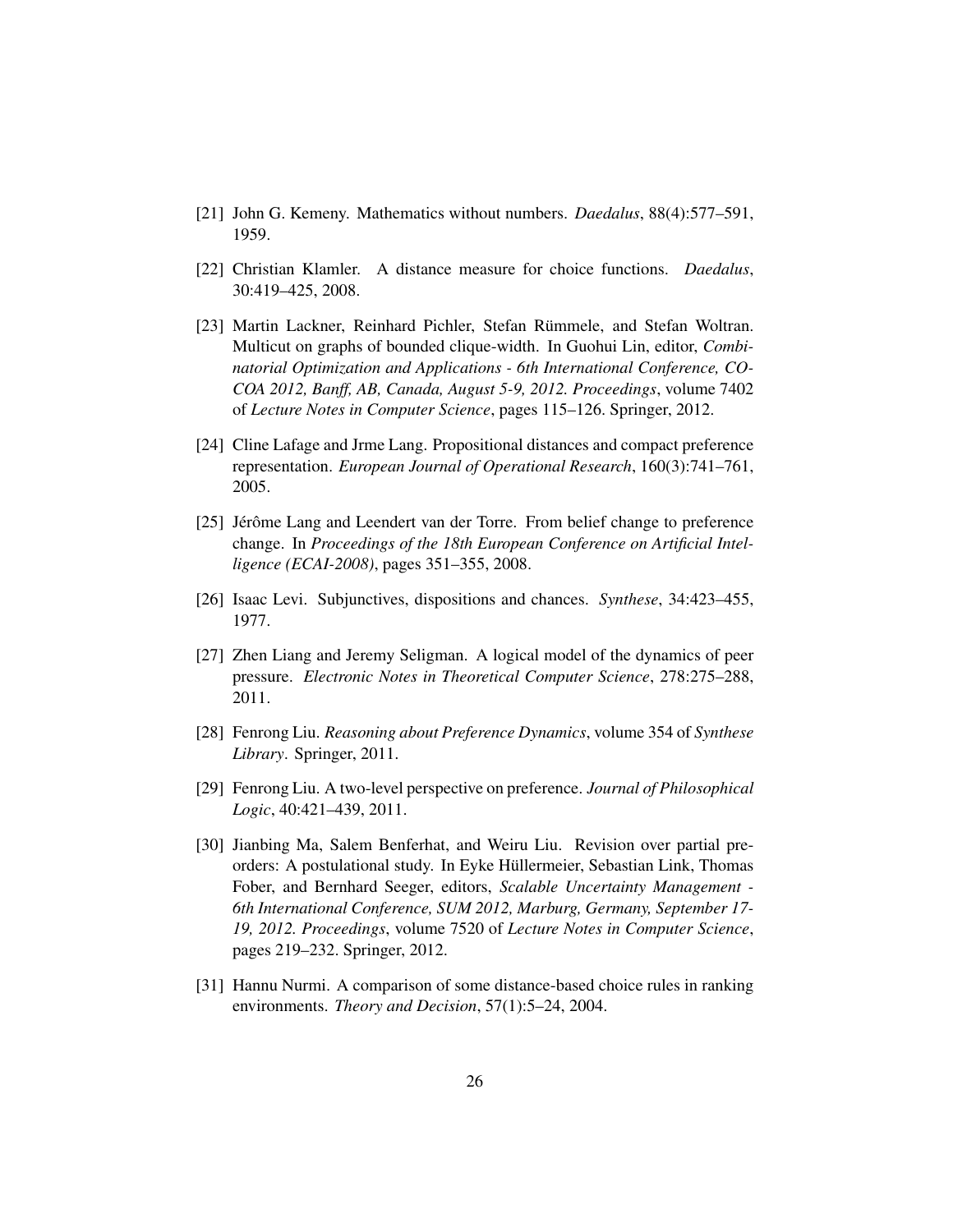[21] John G. Kemeny. Mathematics without numbers. *Daedalus*, 88(4):577–591, 1959.

[22] Christian Klamler. A distance measure for choice functions. *Daedalus*, 30:419–425, 2008.

[23] Martin Lackner, Reinhard Pichler, Stefan Rümmele, and Stefan Woltran. Multicut on graphs of bounded clique-width. In Guohui Lin, editor, *Combinatorial Optimization and Applications - 6th International Conference, COCOA 2012, Banff, AB, Canada, August 5-9, 2012. Proceedings*, volume 7402 of *Lecture Notes in Computer Science*, pages 115–126. Springer, 2012.

[24] Cline Lafage and Jrme Lang. Propositional distances and compact preference representation. *European Journal of Operational Research*, 160(3):741–761, 2005.

[25] Jérôme Lang and Leendert van der Torre. From belief change to preference change. In *Proceedings of the 18th European Conference on Artificial Intelligence (ECAI-2008)*, pages 351–355, 2008.

[26] Isaac Levi. Subjunctives, dispositions and chances. *Synthese*, 34:423–455, 1977.

[27] Zhen Liang and Jeremy Seligman. A logical model of the dynamics of peer pressure. *Electronic Notes in Theoretical Computer Science*, 278:275–288, 2011.

[28] Fenrong Liu. *Reasoning about Preference Dynamics*, volume 354 of *Synthese Library*. Springer, 2011.

[29] Fenrong Liu. A two-level perspective on preference. *Journal of Philosophical Logic*, 40:421–439, 2011.

[30] Jianbing Ma, Salem Benferhat, and Weiru Liu. Revision over partial preorders: A postulational study. In Eyke Hüllermeier, Sebastian Link, Thomas Fober, and Bernhard Seeger, editors, *Scalable Uncertainty Management - 6th International Conference, SUM 2012, Marburg, Germany, September 17-19, 2012. Proceedings*, volume 7520 of *Lecture Notes in Computer Science*, pages 219–232. Springer, 2012.

[31] Hannu Nurmi. A comparison of some distance-based choice rules in ranking environments. *Theory and Decision*, 57(1):5–24, 2004.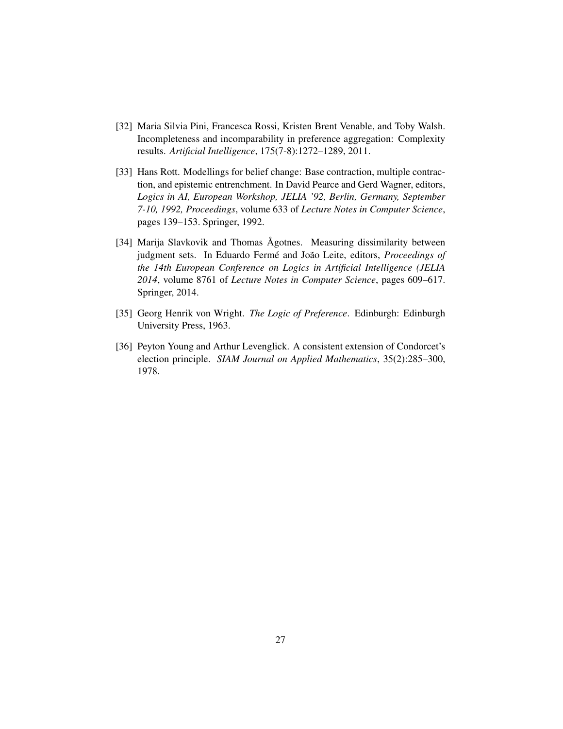[32] Maria Silvia Pini, Francesca Rossi, Kristen Brent Venable, and Toby Walsh. Incompleteness and incomparability in preference aggregation: Complexity results. *Artificial Intelligence*, 175(7-8):1272–1289, 2011.

[33] Hans Rott. Modellings for belief change: Base contraction, multiple contraction, and epistemic entrenchment. In David Pearce and Gerd Wagner, editors, *Logics in AI, European Workshop, JELIA '92, Berlin, Germany, September 7-10, 1992, Proceedings*, volume 633 of *Lecture Notes in Computer Science*, pages 139–153. Springer, 1992.

[34] Marija Slavkovik and Thomas Ågotnes. Measuring dissimilarity between judgment sets. In Eduardo Fermé and João Leite, editors, *Proceedings of the 14th European Conference on Logics in Artificial Intelligence (JELIA 2014*, volume 8761 of *Lecture Notes in Computer Science*, pages 609–617. Springer, 2014.

[35] Georg Henrik von Wright. *The Logic of Preference*. Edinburgh: Edinburgh University Press, 1963.

[36] Peyton Young and Arthur Levenglick. A consistent extension of Condorcet's election principle. *SIAM Journal on Applied Mathematics*, 35(2):285–300, 1978.